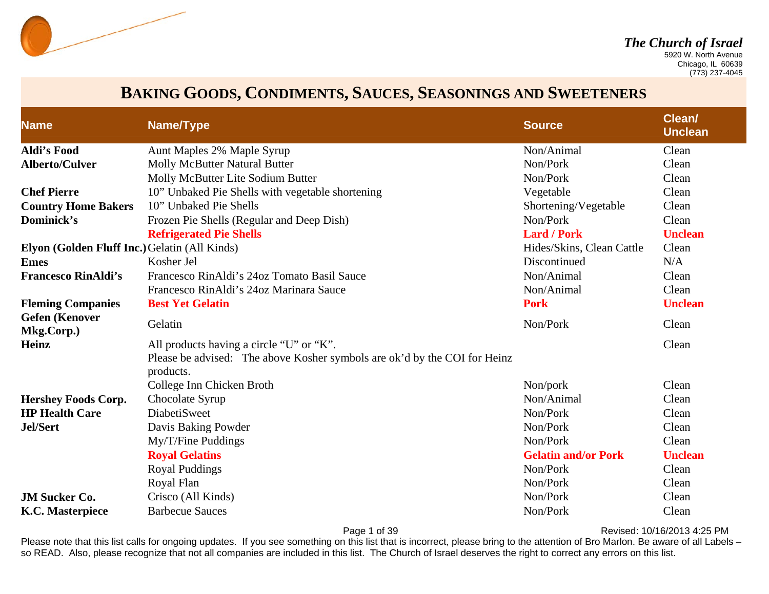*The Church of Israel*
5920 W. North Avenue
Chicago, IL 60639
(773) 237-4045

# BAKING GOODS, CONDIMENTS, SAUCES, SEASONINGS AND SWEETENERS

| Name | Name/Type | Source | Clean/ Unclean |
|---|---|---|---|
| **Aldi's Food** | Aunt Maples 2% Maple Syrup | Non/Animal | Clean |
| **Alberto/Culver** | Molly McButter Natural Butter | Non/Pork | Clean |
| | Molly McButter Lite Sodium Butter | Non/Pork | Clean |
| **Chef Pierre** | 10" Unbaked Pie Shells with vegetable shortening | Vegetable | Clean |
| **Country Home Bakers** | 10" Unbaked Pie Shells | Shortening/Vegetable | Clean |
| **Dominick's** | Frozen Pie Shells (Regular and Deep Dish) | Non/Pork | Clean |
| | **Refrigerated Pie Shells** | **Lard / Pork** | **Unclean** |
| **Elyon (Golden Fluff Inc.)** | Gelatin (All Kinds) | Hides/Skins, Clean Cattle | Clean |
| **Emes** | Kosher Jel | Discontinued | N/A |
| **Francesco RinAldi's** | Francesco RinAldi's 24oz Tomato Basil Sauce | Non/Animal | Clean |
| | Francesco RinAldi's 24oz Marinara Sauce | Non/Animal | Clean |
| **Fleming Companies** | **Best Yet Gelatin** | **Pork** | **Unclean** |
| **Gefen (Kenover Mkg.Corp.)** | Gelatin | Non/Pork | Clean |
| **Heinz** | All products having a circle "U" or "K". Please be advised: The above Kosher symbols are ok'd by the COI for Heinz products. | | Clean |
| | College Inn Chicken Broth | Non/pork | Clean |
| **Hershey Foods Corp.** | Chocolate Syrup | Non/Animal | Clean |
| **HP Health Care** | DiabetiSweet | Non/Pork | Clean |
| **Jel/Sert** | Davis Baking Powder | Non/Pork | Clean |
| | My/T/Fine Puddings | Non/Pork | Clean |
| | **Royal Gelatins** | **Gelatin and/or Pork** | **Unclean** |
| | Royal Puddings | Non/Pork | Clean |
| | Royal Flan | Non/Pork | Clean |
| **JM Sucker Co.** | Crisco (All Kinds) | Non/Pork | Clean |
| **K.C. Masterpiece** | Barbecue Sauces | Non/Pork | Clean |

Revised: 10/16/2013 4:25 PM

Please note that this list calls for ongoing updates. If you see something on this list that is incorrect, please bring to the attention of Bro Marlon. Be aware of all Labels – so READ. Also, please recognize that not all companies are included in this list. The Church of Israel deserves the right to correct any errors on this list.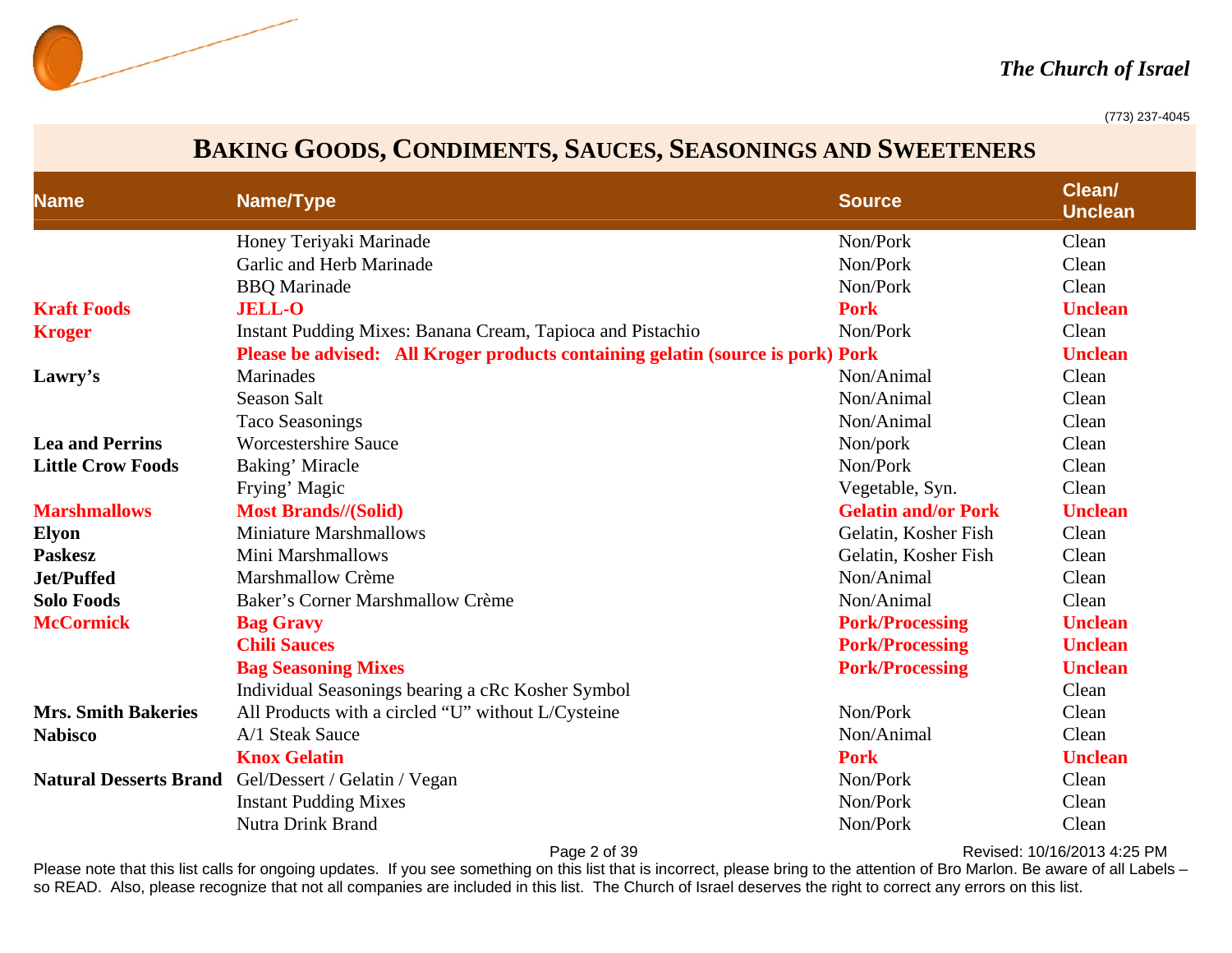## BAKING GOODS, CONDIMENTS, SAUCES, SEASONINGS AND SWEETENERS

| Name | Name/Type | Source | Clean/ Unclean |
|---|---|---|---|
| | Honey Teriyaki Marinade | Non/Pork | Clean |
| | Garlic and Herb Marinade | Non/Pork | Clean |
| | BBQ Marinade | Non/Pork | Clean |
| **Kraft Foods** | **JELL-O** | **Pork** | **Unclean** |
| **Kroger** | Instant Pudding Mixes: Banana Cream, Tapioca and Pistachio | Non/Pork | Clean |
| | **Please be advised: All Kroger products containing gelatin (source is pork)** | **Pork** | **Unclean** |
| **Lawry's** | Marinades | Non/Animal | Clean |
| | Season Salt | Non/Animal | Clean |
| | Taco Seasonings | Non/Animal | Clean |
| **Lea and Perrins** | Worcestershire Sauce | Non/pork | Clean |
| **Little Crow Foods** | Baking' Miracle | Non/Pork | Clean |
| | Frying' Magic | Vegetable, Syn. | Clean |
| **Marshmallows** | **Most Brands//(Solid)** | **Gelatin and/or Pork** | **Unclean** |
| **Elyon** | Miniature Marshmallows | Gelatin, Kosher Fish | Clean |
| **Paskesz** | Mini Marshmallows | Gelatin, Kosher Fish | Clean |
| **Jet/Puffed** | Marshmallow Crème | Non/Animal | Clean |
| **Solo Foods** | Baker's Corner Marshmallow Crème | Non/Animal | Clean |
| **McCormick** | **Bag Gravy** | **Pork/Processing** | **Unclean** |
| | **Chili Sauces** | **Pork/Processing** | **Unclean** |
| | **Bag Seasoning Mixes** | **Pork/Processing** | **Unclean** |
| | Individual Seasonings bearing a cRc Kosher Symbol | | Clean |
| **Mrs. Smith Bakeries** | All Products with a circled "U" without L/Cysteine | Non/Pork | Clean |
| **Nabisco** | A/1 Steak Sauce | Non/Animal | Clean |
| | **Knox Gelatin** | **Pork** | **Unclean** |
| **Natural Desserts Brand** | Gel/Dessert / Gelatin / Vegan | Non/Pork | Clean |
| | Instant Pudding Mixes | Non/Pork | Clean |
| | Nutra Drink Brand | Non/Pork | Clean |

Please note that this list calls for ongoing updates. If you see something on this list that is incorrect, please bring to the attention of Bro Marlon. Be aware of all Labels – so READ. Also, please recognize that not all companies are included in this list. The Church of Israel deserves the right to correct any errors on this list.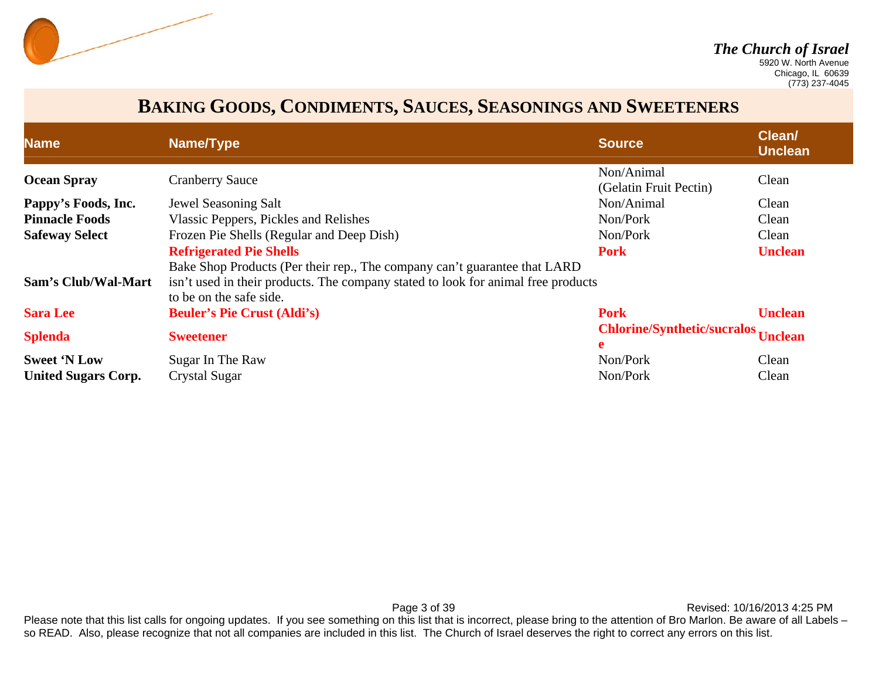# BAKING GOODS, CONDIMENTS, SAUCES, SEASONINGS AND SWEETENERS

| Name | Name/Type | Source | Clean/ Unclean |
|---|---|---|---|
| **Ocean Spray** | Cranberry Sauce | Non/Animal (Gelatin Fruit Pectin) | Clean |
| **Pappy's Foods, Inc.** | Jewel Seasoning Salt | Non/Animal | Clean |
| **Pinnacle Foods** | Vlassic Peppers, Pickles and Relishes | Non/Pork | Clean |
| **Safeway Select** | Frozen Pie Shells (Regular and Deep Dish) | Non/Pork | Clean |
| | **Refrigerated Pie Shells** | **Pork** | **Unclean** |
| **Sam's Club/Wal-Mart** | Bake Shop Products (Per their rep., The company can't guarantee that LARD isn't used in their products. The company stated to look for animal free products to be on the safe side. | | |
| **Sara Lee** | **Beuler's Pie Crust (Aldi's)** | **Pork** | **Unclean** |
| **Splenda** | **Sweetener** | **Chlorine/Synthetic/sucralose** | **Unclean** |
| **Sweet 'N Low** | Sugar In The Raw | Non/Pork | Clean |
| **United Sugars Corp.** | Crystal Sugar | Non/Pork | Clean |

Revised: 10/16/2013 4:25 PM

Please note that this list calls for ongoing updates. If you see something on this list that is incorrect, please bring to the attention of Bro Marlon. Be aware of all Labels – so READ. Also, please recognize that not all companies are included in this list. The Church of Israel deserves the right to correct any errors on this list.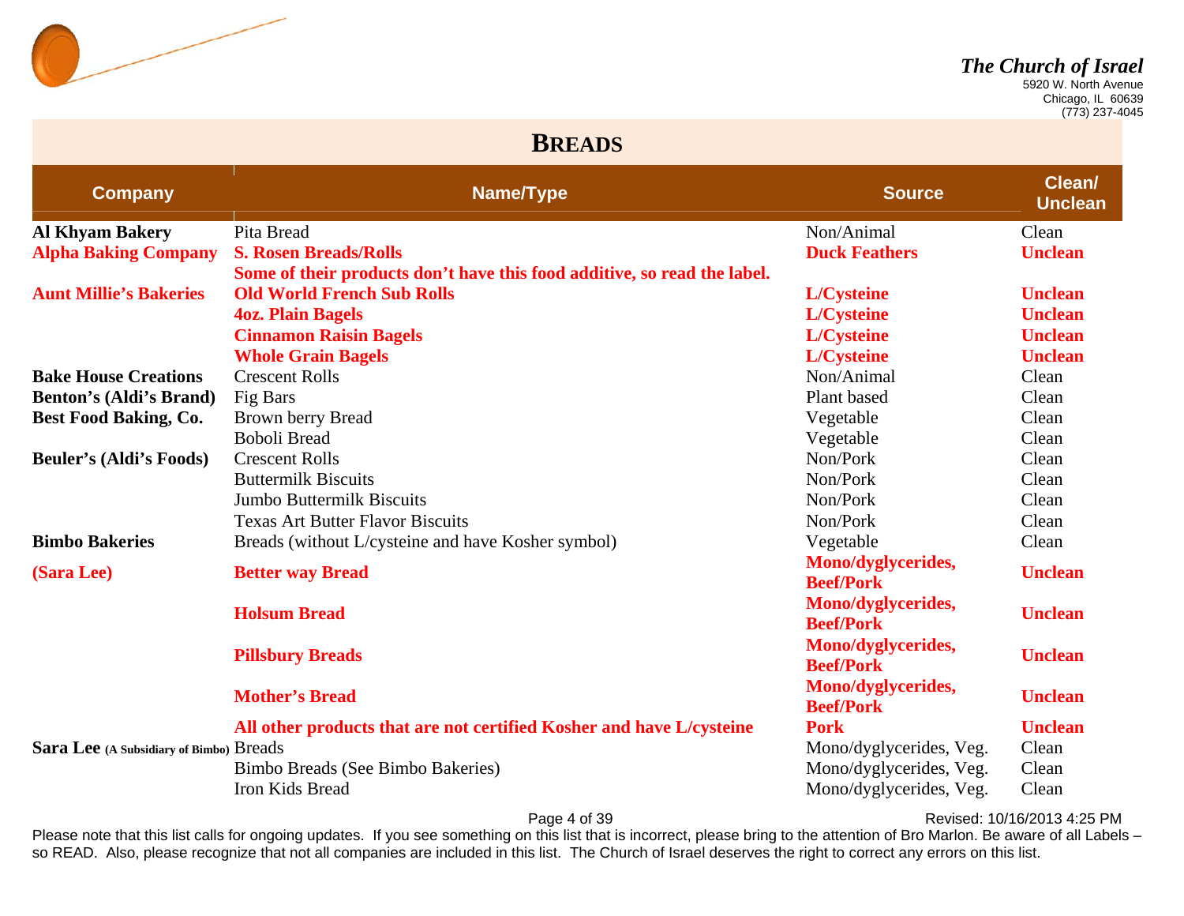**The Church of Israel**
5920 W. North Avenue
Chicago, IL 60639
(773) 237-4045

# BREADS

| Company | Name/Type | Source | Clean/ Unclean |
|---|---|---|---|
| **Al Khyam Bakery** | Pita Bread | Non/Animal | Clean |
| **Alpha Baking Company** | **S. Rosen Breads/Rolls** | **Duck Feathers** | **Unclean** |
| | **Some of their products don't have this food additive, so read the label.** | | |
| **Aunt Millie's Bakeries** | **Old World French Sub Rolls** | **L/Cysteine** | **Unclean** |
| | **4oz. Plain Bagels** | **L/Cysteine** | **Unclean** |
| | **Cinnamon Raisin Bagels** | **L/Cysteine** | **Unclean** |
| | **Whole Grain Bagels** | **L/Cysteine** | **Unclean** |
| **Bake House Creations** | Crescent Rolls | Non/Animal | Clean |
| **Benton's (Aldi's Brand)** | Fig Bars | Plant based | Clean |
| **Best Food Baking, Co.** | Brown berry Bread | Vegetable | Clean |
| | Boboli Bread | Vegetable | Clean |
| **Beuler's (Aldi's Foods)** | Crescent Rolls | Non/Pork | Clean |
| | Buttermilk Biscuits | Non/Pork | Clean |
| | Jumbo Buttermilk Biscuits | Non/Pork | Clean |
| | Texas Art Butter Flavor Biscuits | Non/Pork | Clean |
| **Bimbo Bakeries** | Breads (without L/cysteine and have Kosher symbol) | Vegetable | Clean |
| **(Sara Lee)** | **Better way Bread** | **Mono/dyglycerides, Beef/Pork** | **Unclean** |
| | **Holsum Bread** | **Mono/dyglycerides, Beef/Pork** | **Unclean** |
| | **Pillsbury Breads** | **Mono/dyglycerides, Beef/Pork** | **Unclean** |
| | **Mother's Bread** | **Mono/dyglycerides, Beef/Pork** | **Unclean** |
| | **All other products that are not certified Kosher and have L/cysteine** | **Pork** | **Unclean** |
| **Sara Lee** (A Subsidiary of Bimbo) | Breads | Mono/dyglycerides, Veg. | Clean |
| | Bimbo Breads (See Bimbo Bakeries) | Mono/dyglycerides, Veg. | Clean |
| | Iron Kids Bread | Mono/dyglycerides, Veg. | Clean |

Please note that this list calls for ongoing updates. If you see something on this list that is incorrect, please bring to the attention of Bro Marlon. Be aware of all Labels – so READ. Also, please recognize that not all companies are included in this list. The Church of Israel deserves the right to correct any errors on this list.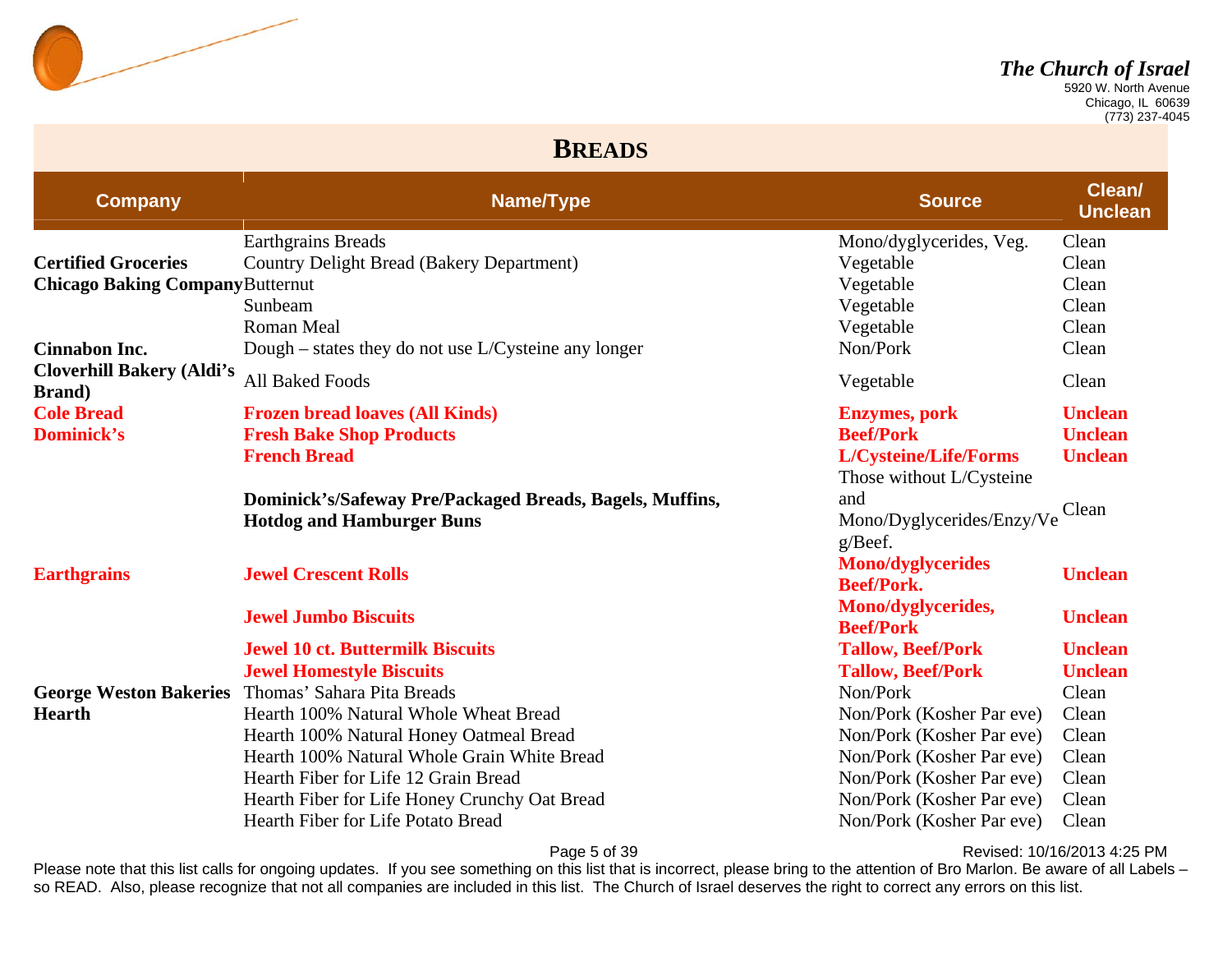# BREADS

| Company | Name/Type | Source | Clean/ Unclean |
|---|---|---|---|
| | Earthgrains Breads | Mono/dyglycerides, Veg. | Clean |
| **Certified Groceries** | Country Delight Bread (Bakery Department) | Vegetable | Clean |
| **Chicago Baking Company** | Butternut | Vegetable | Clean |
| | Sunbeam | Vegetable | Clean |
| | Roman Meal | Vegetable | Clean |
| **Cinnabon Inc.** | Dough – states they do not use L/Cysteine any longer | Non/Pork | Clean |
| **Cloverhill Bakery (Aldi's Brand)** | All Baked Foods | Vegetable | Clean |
| **Cole Bread** | **Frozen bread loaves (All Kinds)** | **Enzymes, pork** | **Unclean** |
| **Dominick's** | **Fresh Bake Shop Products** | **Beef/Pork** | **Unclean** |
| | **French Bread** | **L/Cysteine/Life/Forms** | **Unclean** |
| | **Dominick's/Safeway Pre/Packaged Breads, Bagels, Muffins, Hotdog and Hamburger Buns** | Those without L/Cysteine and Mono/Dyglycerides/Enzy/Veg/Beef. | Clean |
| **Earthgrains** | **Jewel Crescent Rolls** | **Mono/dyglycerides Beef/Pork.** | **Unclean** |
| | **Jewel Jumbo Biscuits** | **Mono/dyglycerides, Beef/Pork** | **Unclean** |
| | **Jewel 10 ct. Buttermilk Biscuits** | **Tallow, Beef/Pork** | **Unclean** |
| | **Jewel Homestyle Biscuits** | **Tallow, Beef/Pork** | **Unclean** |
| **George Weston Bakeries** | Thomas' Sahara Pita Breads | Non/Pork | Clean |
| **Hearth** | Hearth 100% Natural Whole Wheat Bread | Non/Pork (Kosher Par eve) | Clean |
| | Hearth 100% Natural Honey Oatmeal Bread | Non/Pork (Kosher Par eve) | Clean |
| | Hearth 100% Natural Whole Grain White Bread | Non/Pork (Kosher Par eve) | Clean |
| | Hearth Fiber for Life 12 Grain Bread | Non/Pork (Kosher Par eve) | Clean |
| | Hearth Fiber for Life Honey Crunchy Oat Bread | Non/Pork (Kosher Par eve) | Clean |
| | Hearth Fiber for Life Potato Bread | Non/Pork (Kosher Par eve) | Clean |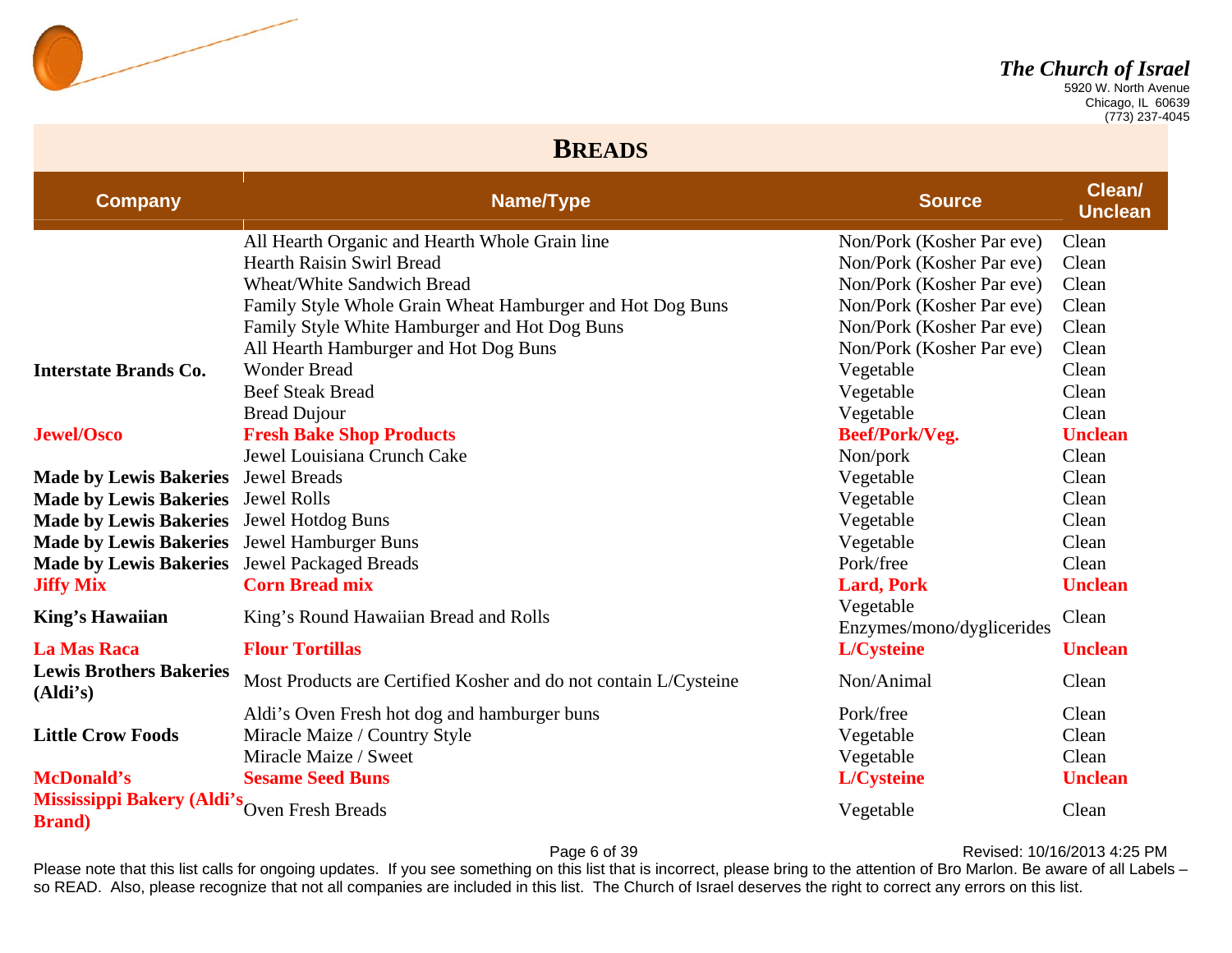## BREADS

| Company | Name/Type | Source | Clean/ Unclean |
|---|---|---|---|
| | All Hearth Organic and Hearth Whole Grain line | Non/Pork (Kosher Par eve) | Clean |
| | Hearth Raisin Swirl Bread | Non/Pork (Kosher Par eve) | Clean |
| | Wheat/White Sandwich Bread | Non/Pork (Kosher Par eve) | Clean |
| | Family Style Whole Grain Wheat Hamburger and Hot Dog Buns | Non/Pork (Kosher Par eve) | Clean |
| | Family Style White Hamburger and Hot Dog Buns | Non/Pork (Kosher Par eve) | Clean |
| | All Hearth Hamburger and Hot Dog Buns | Non/Pork (Kosher Par eve) | Clean |
| **Interstate Brands Co.** | Wonder Bread | Vegetable | Clean |
| | Beef Steak Bread | Vegetable | Clean |
| | Bread Dujour | Vegetable | Clean |
| **Jewel/Osco** | **Fresh Bake Shop Products** | **Beef/Pork/Veg.** | **Unclean** |
| | Jewel Louisiana Crunch Cake | Non/pork | Clean |
| **Made by Lewis Bakeries** | Jewel Breads | Vegetable | Clean |
| **Made by Lewis Bakeries** | Jewel Rolls | Vegetable | Clean |
| **Made by Lewis Bakeries** | Jewel Hotdog Buns | Vegetable | Clean |
| **Made by Lewis Bakeries** | Jewel Hamburger Buns | Vegetable | Clean |
| **Made by Lewis Bakeries** | Jewel Packaged Breads | Pork/free | Clean |
| **Jiffy Mix** | **Corn Bread mix** | **Lard, Pork** | **Unclean** |
| **King's Hawaiian** | King's Round Hawaiian Bread and Rolls | Vegetable Enzymes/mono/dyglicerides | Clean |
| **La Mas Raca** | **Flour Tortillas** | **L/Cysteine** | **Unclean** |
| **Lewis Brothers Bakeries (Aldi's)** | Most Products are Certified Kosher and do not contain L/Cysteine | Non/Animal | Clean |
| | Aldi's Oven Fresh hot dog and hamburger buns | Pork/free | Clean |
| **Little Crow Foods** | Miracle Maize / Country Style | Vegetable | Clean |
| | Miracle Maize / Sweet | Vegetable | Clean |
| **McDonald's** | **Sesame Seed Buns** | **L/Cysteine** | **Unclean** |
| **Mississippi Bakery (Aldi's Brand)** | Oven Fresh Breads | Vegetable | Clean |

Please note that this list calls for ongoing updates. If you see something on this list that is incorrect, please bring to the attention of Bro Marlon. Be aware of all Labels – so READ. Also, please recognize that not all companies are included in this list. The Church of Israel deserves the right to correct any errors on this list.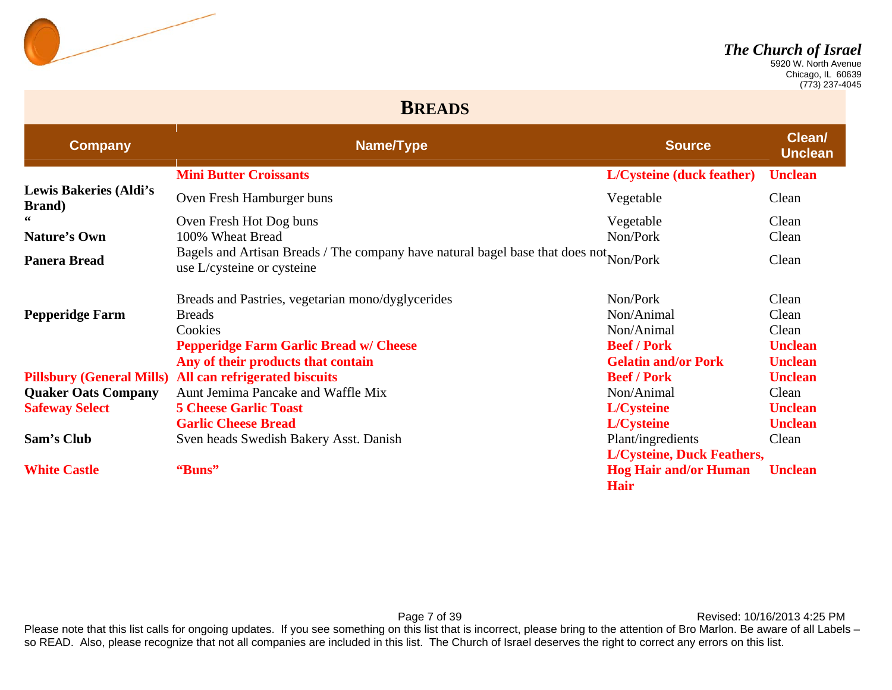The Church of Israel
5920 W. North Avenue
Chicago, IL 60639
(773) 237-4045

# BREADS

| Company | Name/Type | Source | Clean/ Unclean |
|---|---|---|---|
| | **Mini Butter Croissants** | **L/Cysteine (duck feather)** | **Unclean** |
| **Lewis Bakeries (Aldi's Brand)** | Oven Fresh Hamburger buns | Vegetable | Clean |
| " | Oven Fresh Hot Dog buns | Vegetable | Clean |
| **Nature's Own** | 100% Wheat Bread | Non/Pork | Clean |
| **Panera Bread** | Bagels and Artisan Breads / The company have natural bagel base that does not use L/cysteine or cysteine | Non/Pork | Clean |
| | Breads and Pastries, vegetarian mono/dyglycerides | Non/Pork | Clean |
| **Pepperidge Farm** | Breads | Non/Animal | Clean |
| | Cookies | Non/Animal | Clean |
| | **Pepperidge Farm Garlic Bread w/ Cheese** | **Beef / Pork** | **Unclean** |
| | **Any of their products that contain** | **Gelatin and/or Pork** | **Unclean** |
| **Pillsbury (General Mills)** | **All can refrigerated biscuits** | **Beef / Pork** | **Unclean** |
| **Quaker Oats Company** | Aunt Jemima Pancake and Waffle Mix | Non/Animal | Clean |
| **Safeway Select** | **5 Cheese Garlic Toast** | **L/Cysteine** | **Unclean** |
| | **Garlic Cheese Bread** | **L/Cysteine** | **Unclean** |
| **Sam's Club** | Sven heads Swedish Bakery Asst. Danish | Plant/ingredients | Clean |
| **White Castle** | **"Buns"** | **L/Cysteine, Duck Feathers, Hog Hair and/or Human Hair** | **Unclean** |

Please note that this list calls for ongoing updates. If you see something on this list that is incorrect, please bring to the attention of Bro Marlon. Be aware of all Labels – so READ. Also, please recognize that not all companies are included in this list. The Church of Israel deserves the right to correct any errors on this list.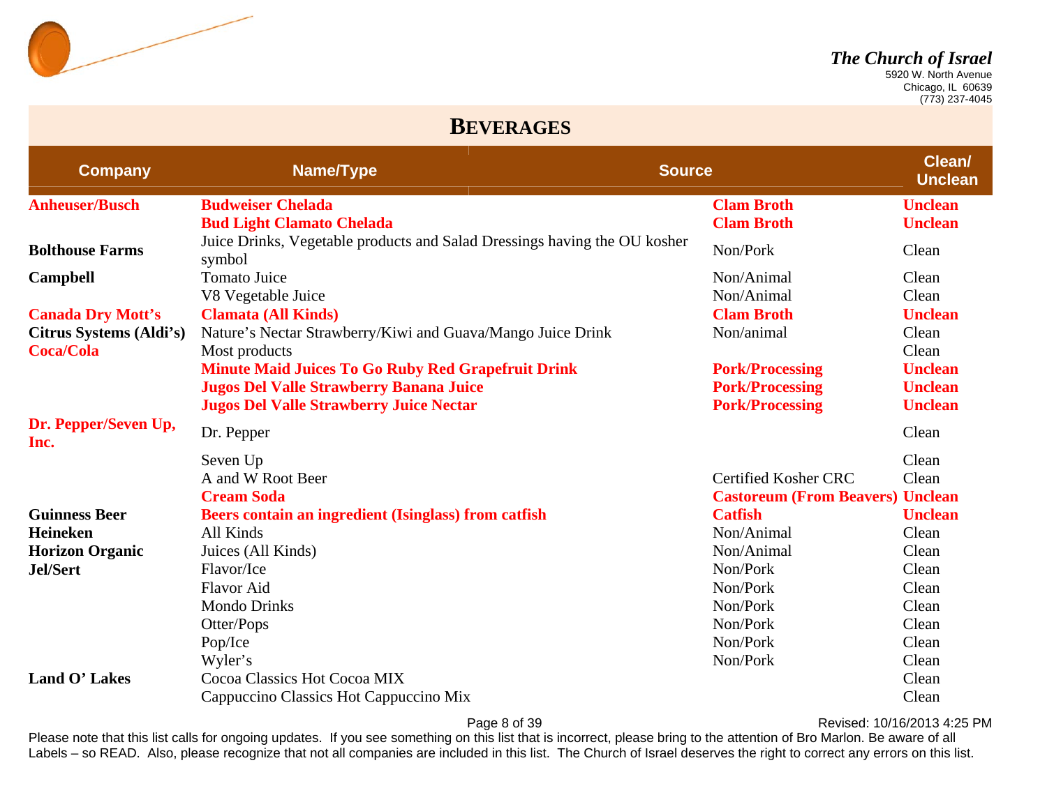## BEVERAGES

| Company | Name/Type | Source | Clean/ Unclean |
|---|---|---|---|
| **Anheuser/Busch** | **Budweiser Chelada** | **Clam Broth** | **Unclean** |
| | **Bud Light Clamato Chelada** | **Clam Broth** | **Unclean** |
| **Bolthouse Farms** | Juice Drinks, Vegetable products and Salad Dressings having the OU kosher symbol | Non/Pork | Clean |
| **Campbell** | Tomato Juice | Non/Animal | Clean |
| | V8 Vegetable Juice | Non/Animal | Clean |
| **Canada Dry Mott's** | **Clamata (All Kinds)** | **Clam Broth** | **Unclean** |
| **Citrus Systems (Aldi's)** | Nature's Nectar Strawberry/Kiwi and Guava/Mango Juice Drink | Non/animal | Clean |
| **Coca/Cola** | Most products | | Clean |
| | **Minute Maid Juices To Go Ruby Red Grapefruit Drink** | **Pork/Processing** | **Unclean** |
| | **Jugos Del Valle Strawberry Banana Juice** | **Pork/Processing** | **Unclean** |
| | **Jugos Del Valle Strawberry Juice Nectar** | **Pork/Processing** | **Unclean** |
| **Dr. Pepper/Seven Up, Inc.** | Dr. Pepper | | Clean |
| | Seven Up | | Clean |
| | A and W Root Beer | Certified Kosher CRC | Clean |
| | **Cream Soda** | **Castoreum (From Beavers)** | **Unclean** |
| **Guinness Beer** | **Beers contain an ingredient (Isinglass) from catfish** | **Catfish** | **Unclean** |
| **Heineken** | All Kinds | Non/Animal | Clean |
| **Horizon Organic** | Juices (All Kinds) | Non/Animal | Clean |
| **Jel/Sert** | Flavor/Ice | Non/Pork | Clean |
| | Flavor Aid | Non/Pork | Clean |
| | Mondo Drinks | Non/Pork | Clean |
| | Otter/Pops | Non/Pork | Clean |
| | Pop/Ice | Non/Pork | Clean |
| | Wyler's | Non/Pork | Clean |
| **Land O' Lakes** | Cocoa Classics Hot Cocoa MIX | | Clean |
| | Cappuccino Classics Hot Cappuccino Mix | | Clean |

Please note that this list calls for ongoing updates. If you see something on this list that is incorrect, please bring to the attention of Bro Marlon. Be aware of all Labels – so READ. Also, please recognize that not all companies are included in this list. The Church of Israel deserves the right to correct any errors on this list.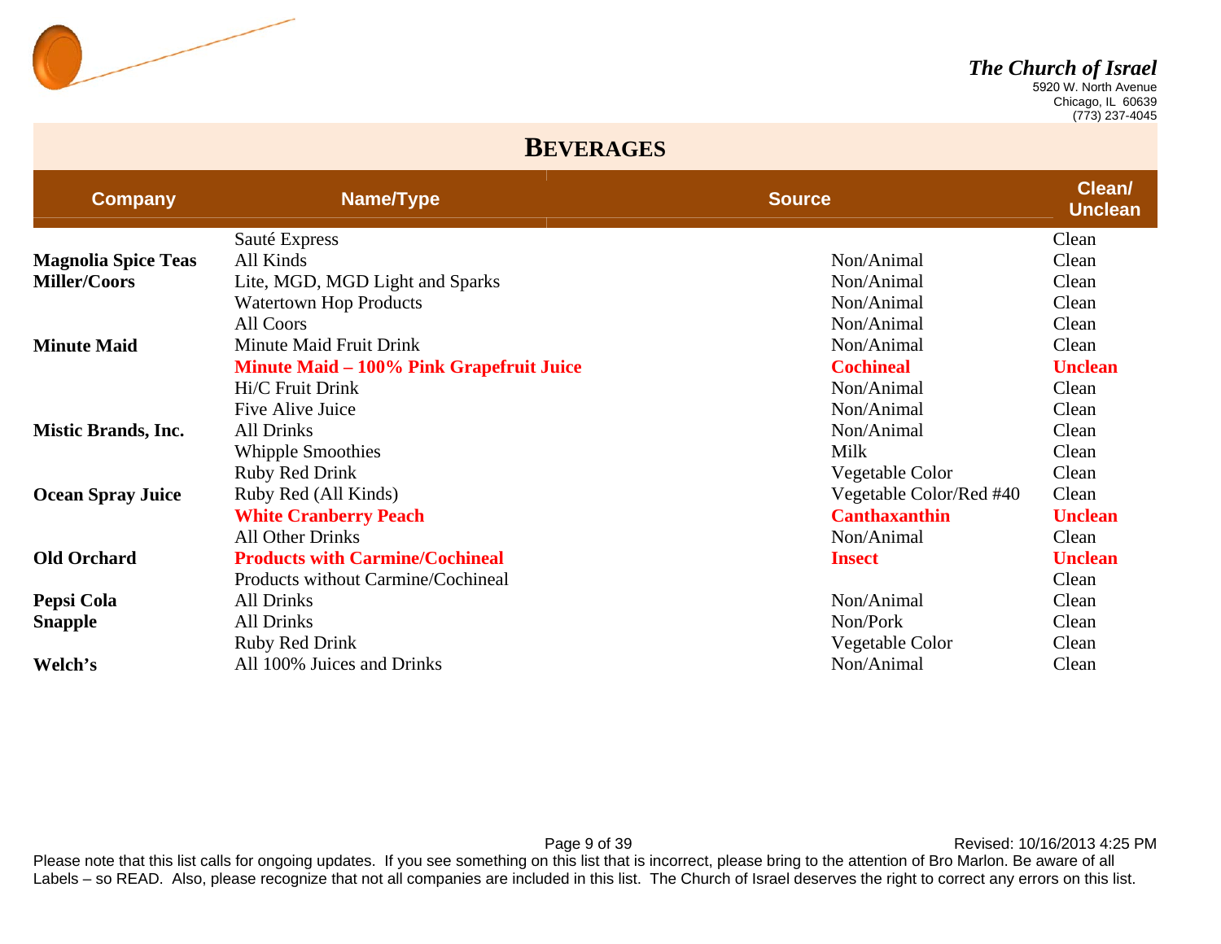## BEVERAGES

| Company | Name/Type | Source | Clean/ Unclean |
|---|---|---|---|
| | Sauté Express | | Clean |
| **Magnolia Spice Teas** | All Kinds | Non/Animal | Clean |
| **Miller/Coors** | Lite, MGD, MGD Light and Sparks | Non/Animal | Clean |
| | Watertown Hop Products | Non/Animal | Clean |
| | All Coors | Non/Animal | Clean |
| **Minute Maid** | Minute Maid Fruit Drink | Non/Animal | Clean |
| | **Minute Maid – 100% Pink Grapefruit Juice** | **Cochineal** | **Unclean** |
| | Hi/C Fruit Drink | Non/Animal | Clean |
| | Five Alive Juice | Non/Animal | Clean |
| **Mistic Brands, Inc.** | All Drinks | Non/Animal | Clean |
| | Whipple Smoothies | Milk | Clean |
| | Ruby Red Drink | Vegetable Color | Clean |
| **Ocean Spray Juice** | Ruby Red (All Kinds) | Vegetable Color/Red #40 | Clean |
| | **White Cranberry Peach** | **Canthaxanthin** | **Unclean** |
| | All Other Drinks | Non/Animal | Clean |
| **Old Orchard** | **Products with Carmine/Cochineal** | **Insect** | **Unclean** |
| | Products without Carmine/Cochineal | | Clean |
| **Pepsi Cola** | All Drinks | Non/Animal | Clean |
| **Snapple** | All Drinks | Non/Pork | Clean |
| | Ruby Red Drink | Vegetable Color | Clean |
| **Welch's** | All 100% Juices and Drinks | Non/Animal | Clean |

Please note that this list calls for ongoing updates. If you see something on this list that is incorrect, please bring to the attention of Bro Marlon. Be aware of all Labels – so READ. Also, please recognize that not all companies are included in this list. The Church of Israel deserves the right to correct any errors on this list.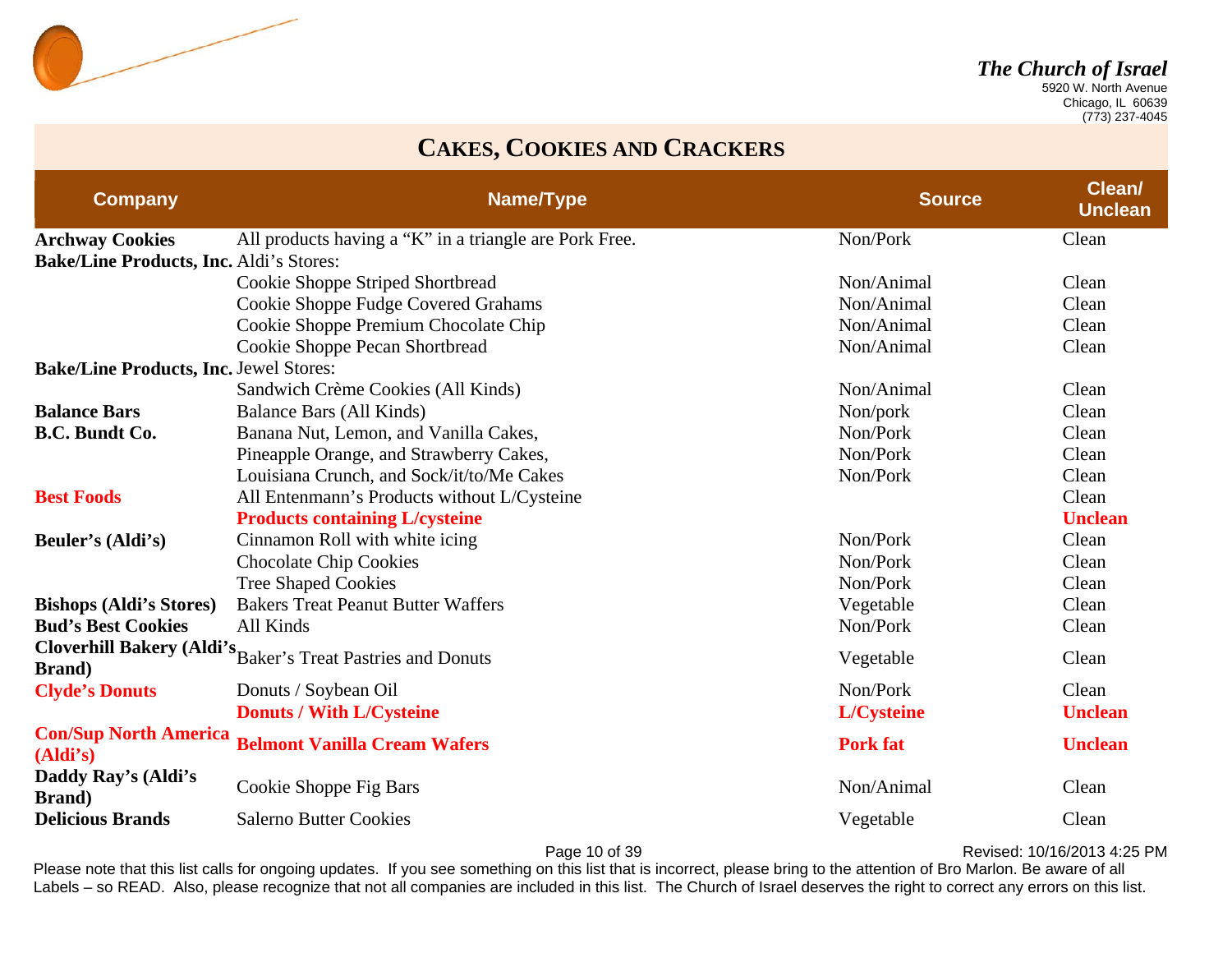*The Church of Israel*
5920 W. North Avenue
Chicago, IL 60639
(773) 237-4045

# CAKES, COOKIES AND CRACKERS

| Company | Name/Type | Source | Clean/ Unclean |
|---|---|---|---|
| **Archway Cookies** | All products having a "K" in a triangle are Pork Free. | Non/Pork | Clean |
| **Bake/Line Products, Inc.** | Aldi's Stores: | | |
| | Cookie Shoppe Striped Shortbread | Non/Animal | Clean |
| | Cookie Shoppe Fudge Covered Grahams | Non/Animal | Clean |
| | Cookie Shoppe Premium Chocolate Chip | Non/Animal | Clean |
| | Cookie Shoppe Pecan Shortbread | Non/Animal | Clean |
| **Bake/Line Products, Inc.** | Jewel Stores: | | |
| | Sandwich Crème Cookies (All Kinds) | Non/Animal | Clean |
| **Balance Bars** | Balance Bars (All Kinds) | Non/pork | Clean |
| **B.C. Bundt Co.** | Banana Nut, Lemon, and Vanilla Cakes, | Non/Pork | Clean |
| | Pineapple Orange, and Strawberry Cakes, | Non/Pork | Clean |
| | Louisiana Crunch, and Sock/it/to/Me Cakes | Non/Pork | Clean |
| **Best Foods** | All Entenmann's Products without L/Cysteine | | Clean |
| | **Products containing L/cysteine** | | **Unclean** |
| **Beuler's (Aldi's)** | Cinnamon Roll with white icing | Non/Pork | Clean |
| | Chocolate Chip Cookies | Non/Pork | Clean |
| | Tree Shaped Cookies | Non/Pork | Clean |
| **Bishops (Aldi's Stores)** | Bakers Treat Peanut Butter Waffers | Vegetable | Clean |
| **Bud's Best Cookies** | All Kinds | Non/Pork | Clean |
| **Cloverhill Bakery (Aldi's Brand)** | Baker's Treat Pastries and Donuts | Vegetable | Clean |
| **Clyde's Donuts** | Donuts / Soybean Oil | Non/Pork | Clean |
| | **Donuts / With L/Cysteine** | **L/Cysteine** | **Unclean** |
| **Con/Sup North America (Aldi's)** | **Belmont Vanilla Cream Wafers** | **Pork fat** | **Unclean** |
| **Daddy Ray's (Aldi's Brand)** | Cookie Shoppe Fig Bars | Non/Animal | Clean |
| **Delicious Brands** | Salerno Butter Cookies | Vegetable | Clean |

Revised: 10/16/2013 4:25 PM

Please note that this list calls for ongoing updates. If you see something on this list that is incorrect, please bring to the attention of Bro Marlon. Be aware of all Labels – so READ. Also, please recognize that not all companies are included in this list. The Church of Israel deserves the right to correct any errors on this list.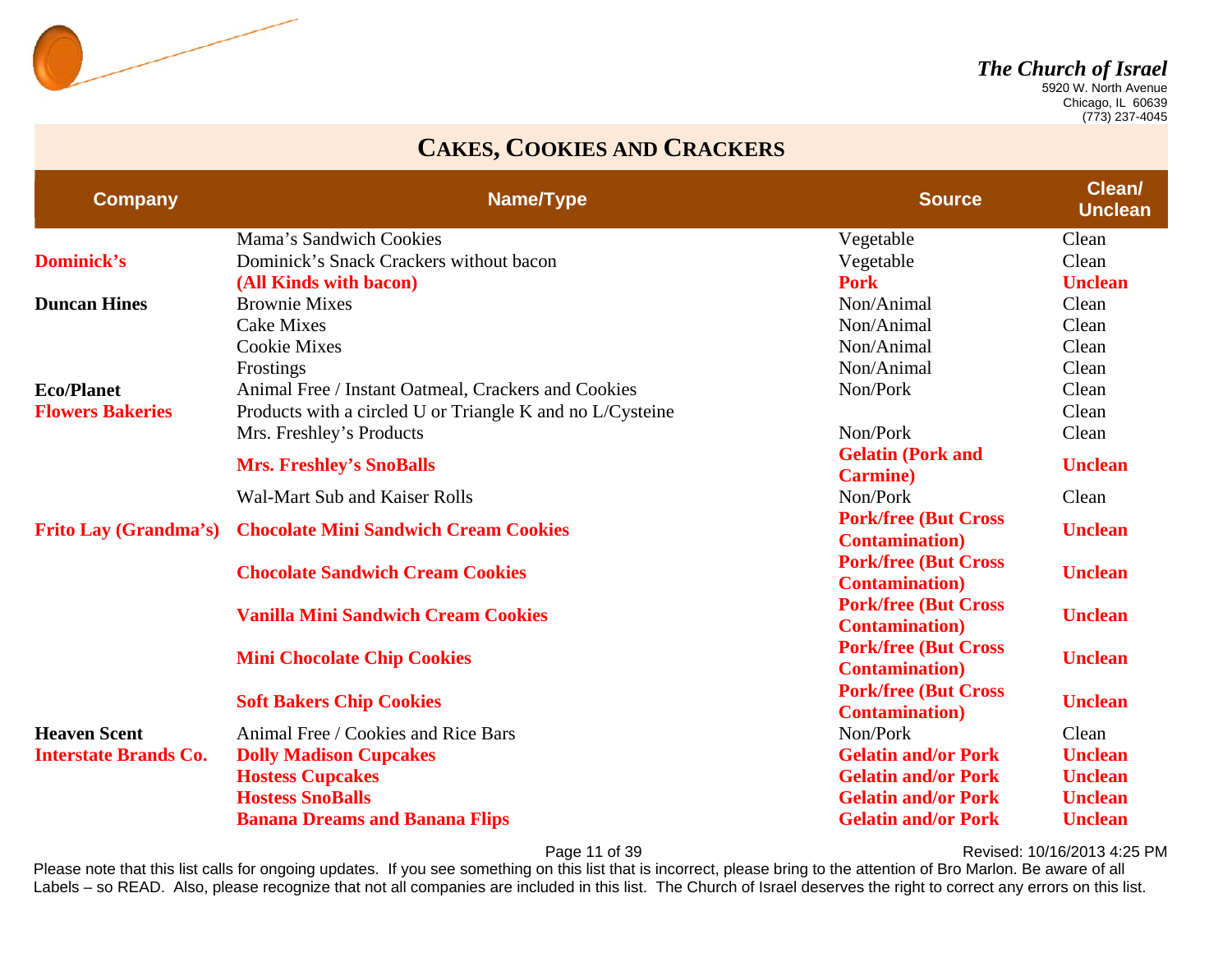*The Church of Israel*
5920 W. North Avenue
Chicago, IL 60639
(773) 237-4045

## CAKES, COOKIES AND CRACKERS

| Company | Name/Type | Source | Clean/ Unclean |
|---|---|---|---|
| | Mama's Sandwich Cookies | Vegetable | Clean |
| **Dominick's** | Dominick's Snack Crackers without bacon | Vegetable | Clean |
| | **(All Kinds with bacon)** | **Pork** | **Unclean** |
| **Duncan Hines** | Brownie Mixes | Non/Animal | Clean |
| | Cake Mixes | Non/Animal | Clean |
| | Cookie Mixes | Non/Animal | Clean |
| | Frostings | Non/Animal | Clean |
| **Eco/Planet** | Animal Free / Instant Oatmeal, Crackers and Cookies | Non/Pork | Clean |
| **Flowers Bakeries** | Products with a circled U or Triangle K and no L/Cysteine | | Clean |
| | Mrs. Freshley's Products | Non/Pork | Clean |
| | **Mrs. Freshley's SnoBalls** | **Gelatin (Pork and Carmine)** | **Unclean** |
| | Wal-Mart Sub and Kaiser Rolls | Non/Pork | Clean |
| **Frito Lay (Grandma's)** | **Chocolate Mini Sandwich Cream Cookies** | **Pork/free (But Cross Contamination)** | **Unclean** |
| | **Chocolate Sandwich Cream Cookies** | **Pork/free (But Cross Contamination)** | **Unclean** |
| | **Vanilla Mini Sandwich Cream Cookies** | **Pork/free (But Cross Contamination)** | **Unclean** |
| | **Mini Chocolate Chip Cookies** | **Pork/free (But Cross Contamination)** | **Unclean** |
| | **Soft Bakers Chip Cookies** | **Pork/free (But Cross Contamination)** | **Unclean** |
| **Heaven Scent** | Animal Free / Cookies and Rice Bars | Non/Pork | Clean |
| **Interstate Brands Co.** | **Dolly Madison Cupcakes** | **Gelatin and/or Pork** | **Unclean** |
| | **Hostess Cupcakes** | **Gelatin and/or Pork** | **Unclean** |
| | **Hostess SnoBalls** | **Gelatin and/or Pork** | **Unclean** |
| | **Banana Dreams and Banana Flips** | **Gelatin and/or Pork** | **Unclean** |

Revised: 10/16/2013 4:25 PM

Please note that this list calls for ongoing updates. If you see something on this list that is incorrect, please bring to the attention of Bro Marlon. Be aware of all Labels – so READ. Also, please recognize that not all companies are included in this list. The Church of Israel deserves the right to correct any errors on this list.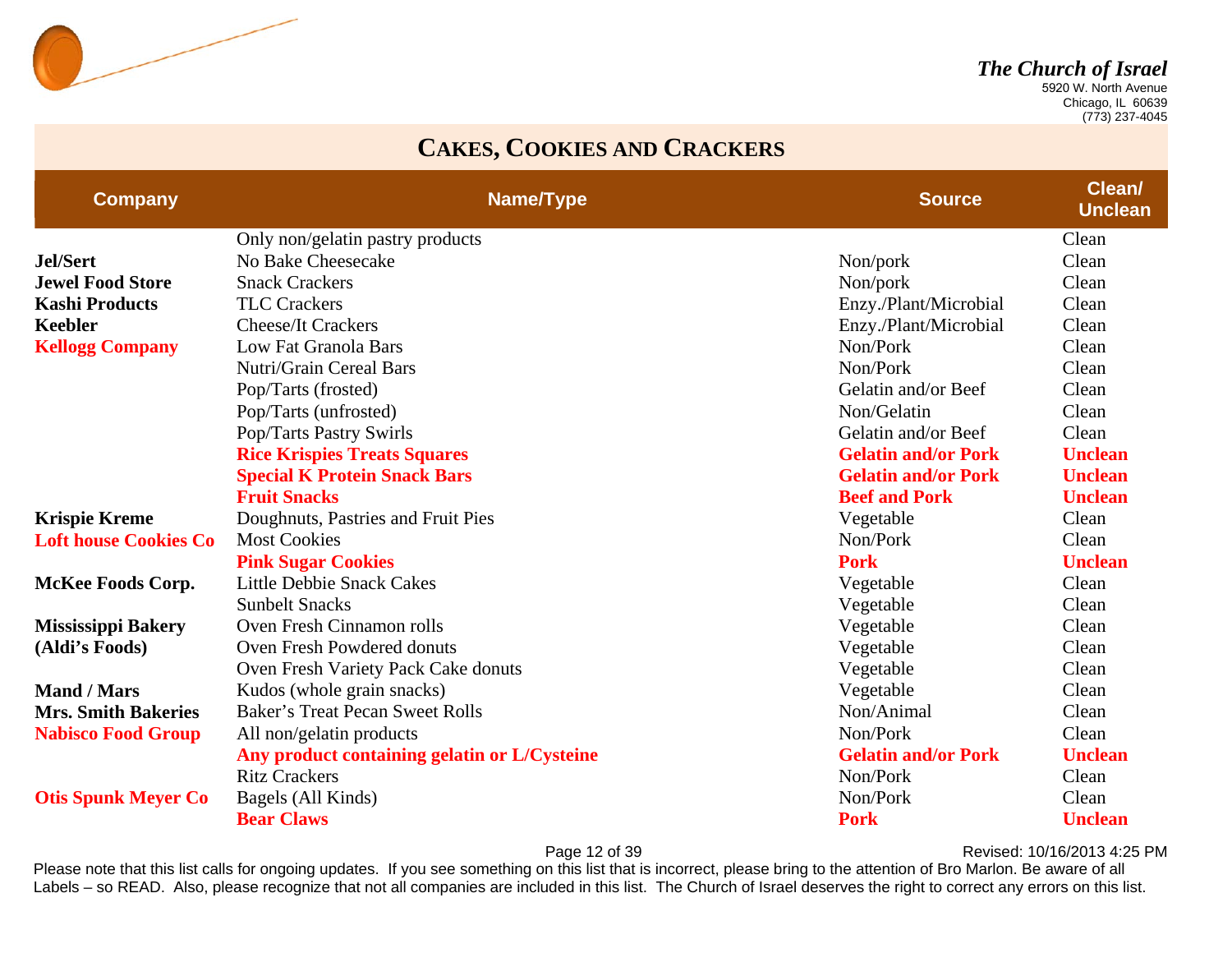*The Church of Israel*
5920 W. North Avenue
Chicago, IL 60639
(773) 237-4045

## CAKES, COOKIES AND CRACKERS

| Company | Name/Type | Source | Clean/ Unclean |
|---|---|---|---|
| | Only non/gelatin pastry products | | Clean |
| **Jel/Sert** | No Bake Cheesecake | Non/pork | Clean |
| **Jewel Food Store** | Snack Crackers | Non/pork | Clean |
| **Kashi Products** | TLC Crackers | Enzy./Plant/Microbial | Clean |
| **Keebler** | Cheese/It Crackers | Enzy./Plant/Microbial | Clean |
| **Kellogg Company** | Low Fat Granola Bars | Non/Pork | Clean |
| | Nutri/Grain Cereal Bars | Non/Pork | Clean |
| | Pop/Tarts (frosted) | Gelatin and/or Beef | Clean |
| | Pop/Tarts (unfrosted) | Non/Gelatin | Clean |
| | Pop/Tarts Pastry Swirls | Gelatin and/or Beef | Clean |
| | **Rice Krispies Treats Squares** | **Gelatin and/or Pork** | **Unclean** |
| | **Special K Protein Snack Bars** | **Gelatin and/or Pork** | **Unclean** |
| | **Fruit Snacks** | **Beef and Pork** | **Unclean** |
| **Krispie Kreme** | Doughnuts, Pastries and Fruit Pies | Vegetable | Clean |
| **Loft house Cookies Co** | Most Cookies | Non/Pork | Clean |
| | **Pink Sugar Cookies** | **Pork** | **Unclean** |
| **McKee Foods Corp.** | Little Debbie Snack Cakes | Vegetable | Clean |
| | Sunbelt Snacks | Vegetable | Clean |
| **Mississippi Bakery (Aldi's Foods)** | Oven Fresh Cinnamon rolls | Vegetable | Clean |
| | Oven Fresh Powdered donuts | Vegetable | Clean |
| | Oven Fresh Variety Pack Cake donuts | Vegetable | Clean |
| **Mand / Mars** | Kudos (whole grain snacks) | Vegetable | Clean |
| **Mrs. Smith Bakeries** | Baker's Treat Pecan Sweet Rolls | Non/Animal | Clean |
| **Nabisco Food Group** | All non/gelatin products | Non/Pork | Clean |
| | **Any product containing gelatin or L/Cysteine** | **Gelatin and/or Pork** | **Unclean** |
| | Ritz Crackers | Non/Pork | Clean |
| **Otis Spunk Meyer Co** | Bagels (All Kinds) | Non/Pork | Clean |
| | **Bear Claws** | **Pork** | **Unclean** |

Revised: 10/16/2013 4:25 PM

Please note that this list calls for ongoing updates. If you see something on this list that is incorrect, please bring to the attention of Bro Marlon. Be aware of all Labels – so READ. Also, please recognize that not all companies are included in this list. The Church of Israel deserves the right to correct any errors on this list.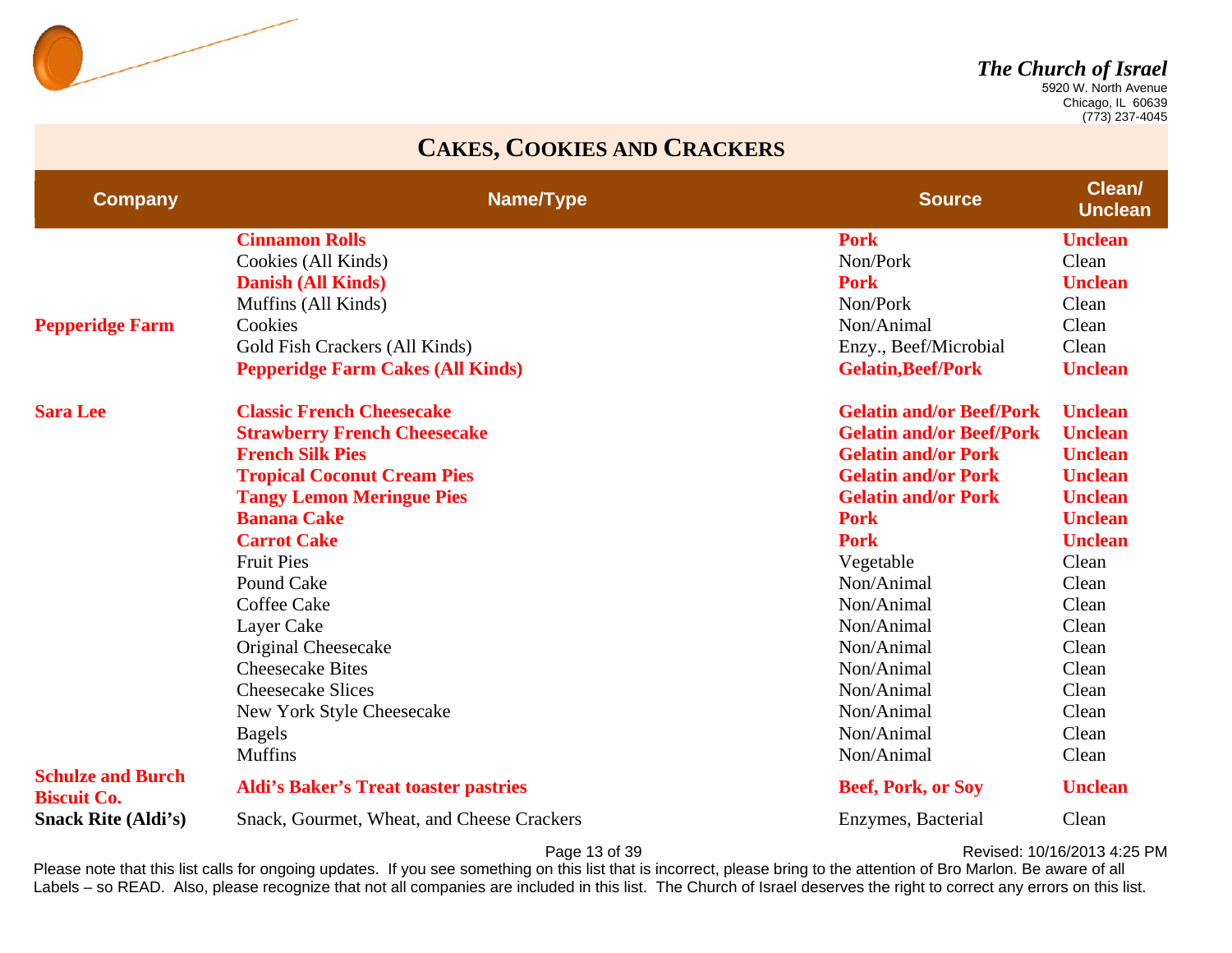*The Church of Israel*
5920 W. North Avenue
Chicago, IL 60639
(773) 237-4045

# CAKES, COOKIES AND CRACKERS

| Company | Name/Type | Source | Clean/ Unclean |
|---|---|---|---|
| | **Cinnamon Rolls** | **Pork** | **Unclean** |
| | Cookies (All Kinds) | Non/Pork | Clean |
| | **Danish (All Kinds)** | **Pork** | **Unclean** |
| | Muffins (All Kinds) | Non/Pork | Clean |
| **Pepperidge Farm** | Cookies | Non/Animal | Clean |
| | Gold Fish Crackers (All Kinds) | Enzy., Beef/Microbial | Clean |
| | **Pepperidge Farm Cakes (All Kinds)** | **Gelatin,Beef/Pork** | **Unclean** |
| **Sara Lee** | **Classic French Cheesecake** | **Gelatin and/or Beef/Pork** | **Unclean** |
| | **Strawberry French Cheesecake** | **Gelatin and/or Beef/Pork** | **Unclean** |
| | **French Silk Pies** | **Gelatin and/or Pork** | **Unclean** |
| | **Tropical Coconut Cream Pies** | **Gelatin and/or Pork** | **Unclean** |
| | **Tangy Lemon Meringue Pies** | **Gelatin and/or Pork** | **Unclean** |
| | **Banana Cake** | **Pork** | **Unclean** |
| | **Carrot Cake** | **Pork** | **Unclean** |
| | Fruit Pies | Vegetable | Clean |
| | Pound Cake | Non/Animal | Clean |
| | Coffee Cake | Non/Animal | Clean |
| | Layer Cake | Non/Animal | Clean |
| | Original Cheesecake | Non/Animal | Clean |
| | Cheesecake Bites | Non/Animal | Clean |
| | Cheesecake Slices | Non/Animal | Clean |
| | New York Style Cheesecake | Non/Animal | Clean |
| | Bagels | Non/Animal | Clean |
| | Muffins | Non/Animal | Clean |
| **Schulze and Burch Biscuit Co.** | **Aldi's Baker's Treat toaster pastries** | **Beef, Pork, or Soy** | **Unclean** |
| **Snack Rite (Aldi's)** | Snack, Gourmet, Wheat, and Cheese Crackers | Enzymes, Bacterial | Clean |

Revised: 10/16/2013 4:25 PM

Please note that this list calls for ongoing updates. If you see something on this list that is incorrect, please bring to the attention of Bro Marlon. Be aware of all Labels – so READ. Also, please recognize that not all companies are included in this list. The Church of Israel deserves the right to correct any errors on this list.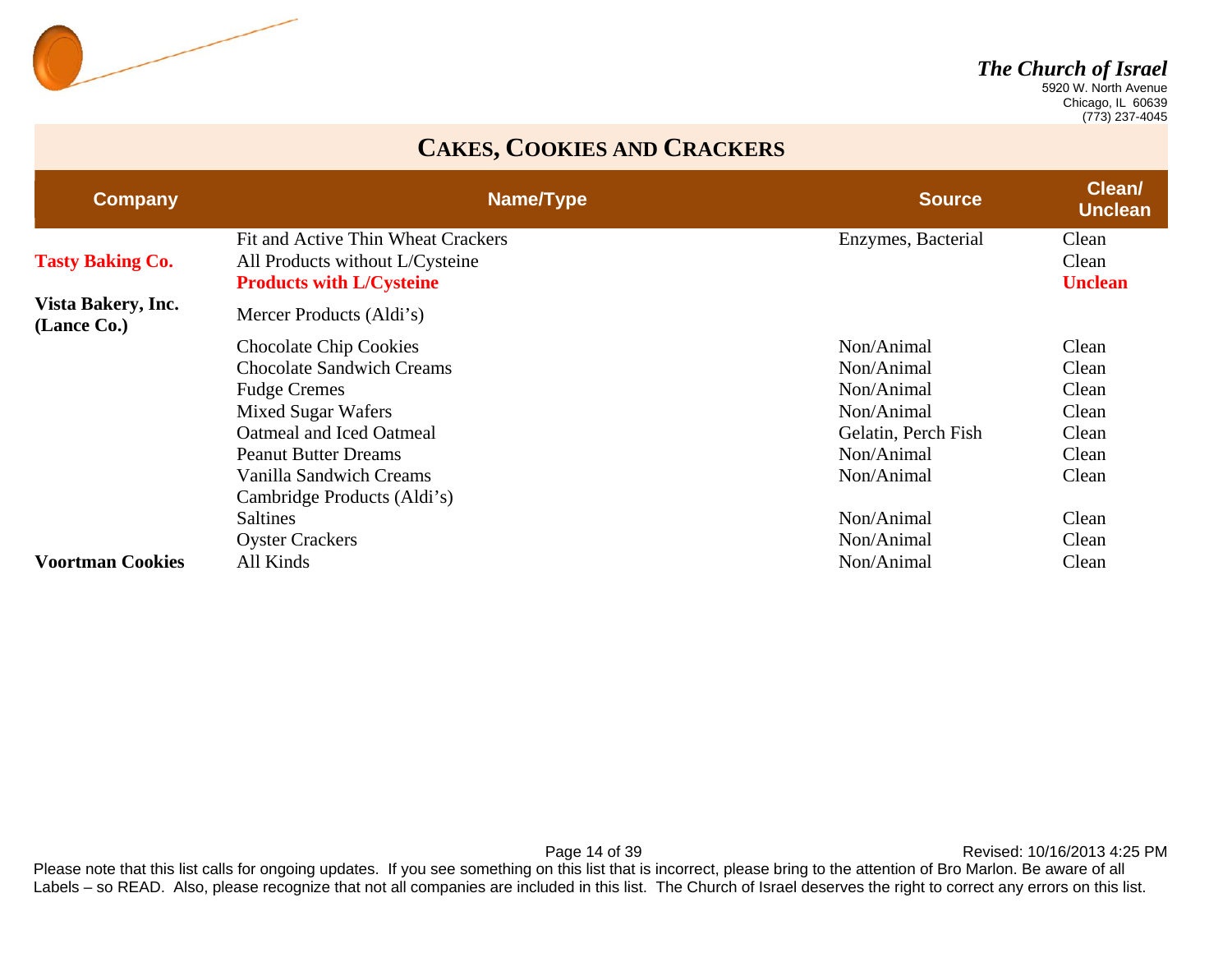*The Church of Israel*
5920 W. North Avenue
Chicago, IL 60639
(773) 237-4045

# CAKES, COOKIES AND CRACKERS

| Company | Name/Type | Source | Clean/ Unclean |
|---|---|---|---|
| | Fit and Active Thin Wheat Crackers | Enzymes, Bacterial | Clean |
| **Tasty Baking Co.** | All Products without L/Cysteine | | Clean |
| | **Products with L/Cysteine** | | **Unclean** |
| **Vista Bakery, Inc. (Lance Co.)** | Mercer Products (Aldi's) | | |
| | Chocolate Chip Cookies | Non/Animal | Clean |
| | Chocolate Sandwich Creams | Non/Animal | Clean |
| | Fudge Cremes | Non/Animal | Clean |
| | Mixed Sugar Wafers | Non/Animal | Clean |
| | Oatmeal and Iced Oatmeal | Gelatin, Perch Fish | Clean |
| | Peanut Butter Dreams | Non/Animal | Clean |
| | Vanilla Sandwich Creams | Non/Animal | Clean |
| | Cambridge Products (Aldi's) | | |
| | Saltines | Non/Animal | Clean |
| | Oyster Crackers | Non/Animal | Clean |
| **Voortman Cookies** | All Kinds | Non/Animal | Clean |

Revised: 10/16/2013 4:25 PM

Please note that this list calls for ongoing updates. If you see something on this list that is incorrect, please bring to the attention of Bro Marlon. Be aware of all Labels – so READ. Also, please recognize that not all companies are included in this list. The Church of Israel deserves the right to correct any errors on this list.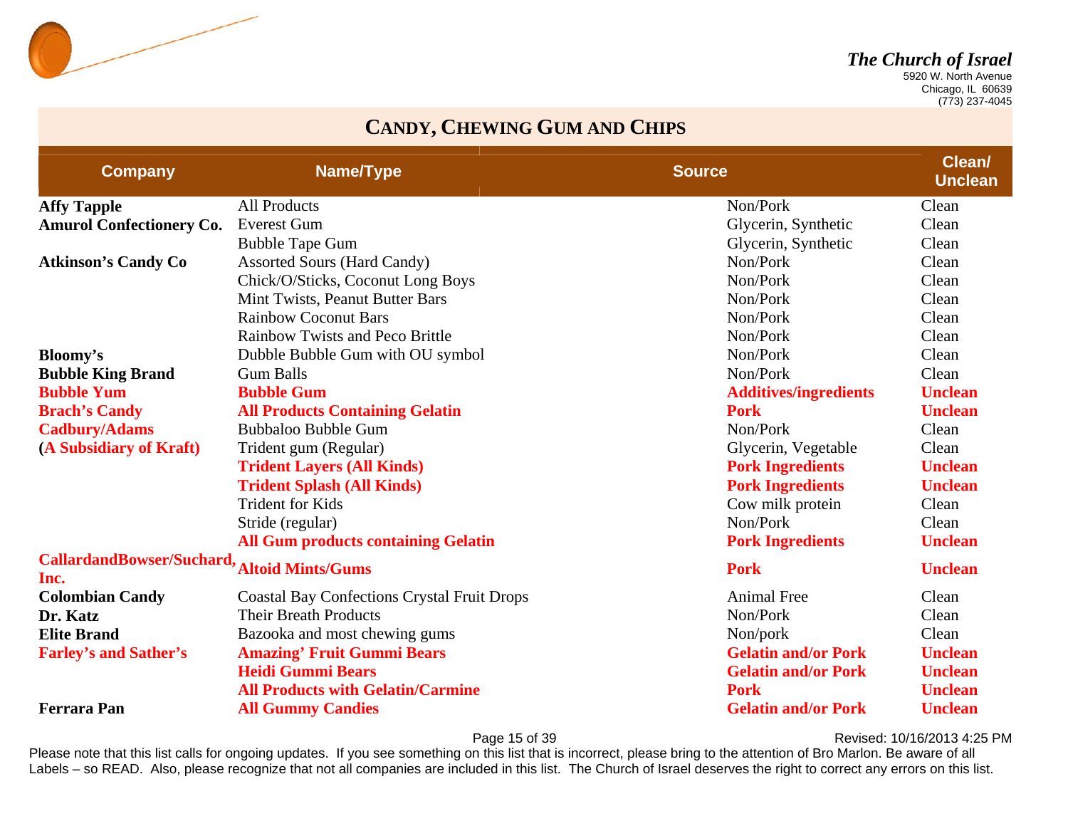## CANDY, CHEWING GUM AND CHIPS

| Company | Name/Type | Source | Clean/ Unclean |
|---|---|---|---|
| **Affy Tapple** | All Products | Non/Pork | Clean |
| **Amurol Confectionery Co.** | Everest Gum | Glycerin, Synthetic | Clean |
| | Bubble Tape Gum | Glycerin, Synthetic | Clean |
| **Atkinson's Candy Co** | Assorted Sours (Hard Candy) | Non/Pork | Clean |
| | Chick/O/Sticks, Coconut Long Boys | Non/Pork | Clean |
| | Mint Twists, Peanut Butter Bars | Non/Pork | Clean |
| | Rainbow Coconut Bars | Non/Pork | Clean |
| | Rainbow Twists and Peco Brittle | Non/Pork | Clean |
| **Bloomy's** | Dubble Bubble Gum with OU symbol | Non/Pork | Clean |
| **Bubble King Brand** | Gum Balls | Non/Pork | Clean |
| **Bubble Yum** | **Bubble Gum** | **Additives/ingredients** | **Unclean** |
| **Brach's Candy** | **All Products Containing Gelatin** | **Pork** | **Unclean** |
| **Cadbury/Adams** | Bubbaloo Bubble Gum | Non/Pork | Clean |
| **(A Subsidiary of Kraft)** | Trident gum (Regular) | Glycerin, Vegetable | Clean |
| | **Trident Layers (All Kinds)** | **Pork Ingredients** | **Unclean** |
| | **Trident Splash (All Kinds)** | **Pork Ingredients** | **Unclean** |
| | Trident for Kids | Cow milk protein | Clean |
| | Stride (regular) | Non/Pork | Clean |
| | **All Gum products containing Gelatin** | **Pork Ingredients** | **Unclean** |
| **CallardandBowser/Suchard, Inc.** | **Altoid Mints/Gums** | **Pork** | **Unclean** |
| **Colombian Candy** | Coastal Bay Confections Crystal Fruit Drops | Animal Free | Clean |
| **Dr. Katz** | Their Breath Products | Non/Pork | Clean |
| **Elite Brand** | Bazooka and most chewing gums | Non/pork | Clean |
| **Farley's and Sather's** | **Amazing' Fruit Gummi Bears** | **Gelatin and/or Pork** | **Unclean** |
| | **Heidi Gummi Bears** | **Gelatin and/or Pork** | **Unclean** |
| | **All Products with Gelatin/Carmine** | **Pork** | **Unclean** |
| **Ferrara Pan** | **All Gummy Candies** | **Gelatin and/or Pork** | **Unclean** |

Please note that this list calls for ongoing updates. If you see something on this list that is incorrect, please bring to the attention of Bro Marlon. Be aware of all Labels – so READ. Also, please recognize that not all companies are included in this list. The Church of Israel deserves the right to correct any errors on this list.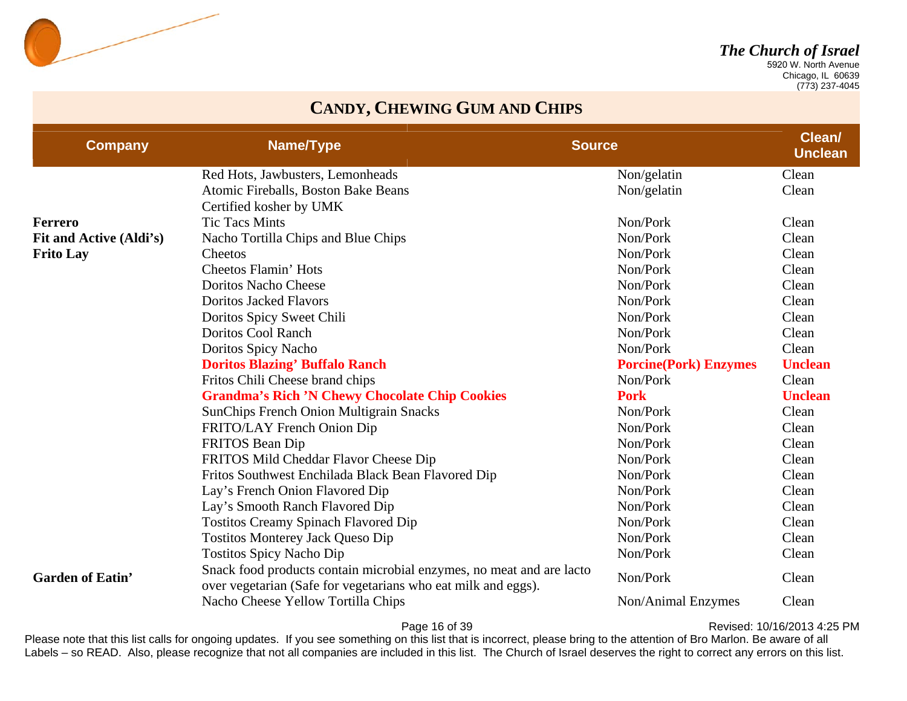## CANDY, CHEWING GUM AND CHIPS

| Company | Name/Type | Source | Clean/ Unclean |
|---|---|---|---|
| | Red Hots, Jawbusters, Lemonheads | Non/gelatin | Clean |
| | Atomic Fireballs, Boston Bake Beans | Non/gelatin | Clean |
| | Certified kosher by UMK | | |
| **Ferrero** | Tic Tacs Mints | Non/Pork | Clean |
| **Fit and Active (Aldi's)** | Nacho Tortilla Chips and Blue Chips | Non/Pork | Clean |
| **Frito Lay** | Cheetos | Non/Pork | Clean |
| | Cheetos Flamin' Hots | Non/Pork | Clean |
| | Doritos Nacho Cheese | Non/Pork | Clean |
| | Doritos Jacked Flavors | Non/Pork | Clean |
| | Doritos Spicy Sweet Chili | Non/Pork | Clean |
| | Doritos Cool Ranch | Non/Pork | Clean |
| | Doritos Spicy Nacho | Non/Pork | Clean |
| | **Doritos Blazing' Buffalo Ranch** | **Porcine(Pork) Enzymes** | **Unclean** |
| | Fritos Chili Cheese brand chips | Non/Pork | Clean |
| | **Grandma's Rich 'N Chewy Chocolate Chip Cookies** | **Pork** | **Unclean** |
| | SunChips French Onion Multigrain Snacks | Non/Pork | Clean |
| | FRITO/LAY French Onion Dip | Non/Pork | Clean |
| | FRITOS Bean Dip | Non/Pork | Clean |
| | FRITOS Mild Cheddar Flavor Cheese Dip | Non/Pork | Clean |
| | Fritos Southwest Enchilada Black Bean Flavored Dip | Non/Pork | Clean |
| | Lay's French Onion Flavored Dip | Non/Pork | Clean |
| | Lay's Smooth Ranch Flavored Dip | Non/Pork | Clean |
| | Tostitos Creamy Spinach Flavored Dip | Non/Pork | Clean |
| | Tostitos Monterey Jack Queso Dip | Non/Pork | Clean |
| | Tostitos Spicy Nacho Dip | Non/Pork | Clean |
| **Garden of Eatin'** | Snack food products contain microbial enzymes, no meat and are lacto over vegetarian (Safe for vegetarians who eat milk and eggs). | Non/Pork | Clean |
| | Nacho Cheese Yellow Tortilla Chips | Non/Animal Enzymes | Clean |

Please note that this list calls for ongoing updates. If you see something on this list that is incorrect, please bring to the attention of Bro Marlon. Be aware of all Labels – so READ. Also, please recognize that not all companies are included in this list. The Church of Israel deserves the right to correct any errors on this list.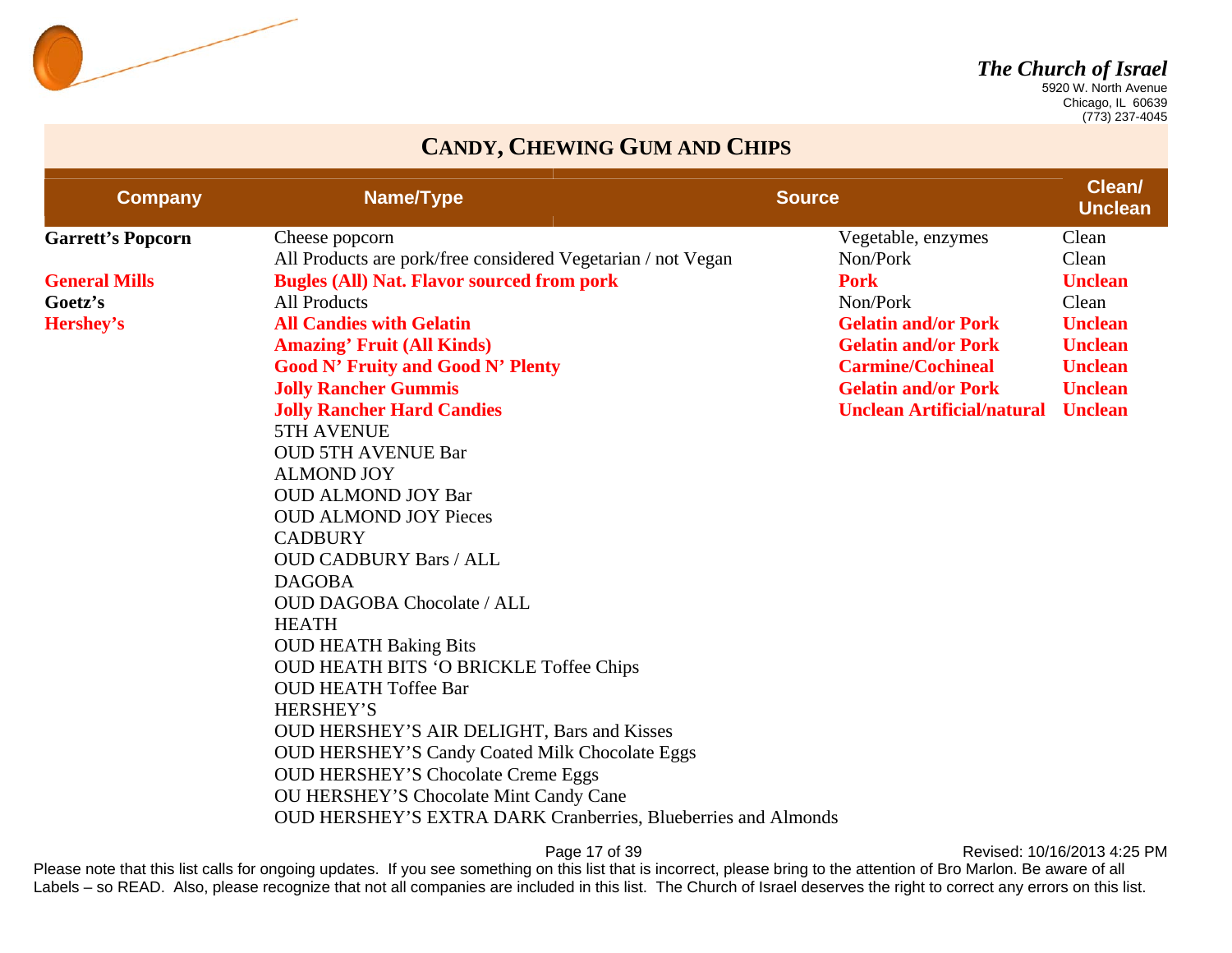*The Church of Israel*
5920 W. North Avenue
Chicago, IL 60639
(773) 237-4045

## CANDY, CHEWING GUM AND CHIPS

| Company | Name/Type | Source | Clean/ Unclean |
|---|---|---|---|
| **Garrett's Popcorn** | Cheese popcorn | Vegetable, enzymes | Clean |
| | All Products are pork/free considered Vegetarian / not Vegan | Non/Pork | Clean |
| **General Mills** | **Bugles (All) Nat. Flavor sourced from pork** | **Pork** | **Unclean** |
| **Goetz's** | All Products | Non/Pork | Clean |
| **Hershey's** | **All Candies with Gelatin** | **Gelatin and/or Pork** | **Unclean** |
| | **Amazing' Fruit (All Kinds)** | **Gelatin and/or Pork** | **Unclean** |
| | **Good N' Fruity and Good N' Plenty** | **Carmine/Cochineal** | **Unclean** |
| | **Jolly Rancher Gummis** | **Gelatin and/or Pork** | **Unclean** |
| | **Jolly Rancher Hard Candies** | **Unclean Artificial/natural** | **Unclean** |
| | 5TH AVENUE | | |
| | OUD 5TH AVENUE Bar | | |
| | ALMOND JOY | | |
| | OUD ALMOND JOY Bar | | |
| | OUD ALMOND JOY Pieces | | |
| | CADBURY | | |
| | OUD CADBURY Bars / ALL | | |
| | DAGOBA | | |
| | OUD DAGOBA Chocolate / ALL | | |
| | HEATH | | |
| | OUD HEATH Baking Bits | | |
| | OUD HEATH BITS 'O BRICKLE Toffee Chips | | |
| | OUD HEATH Toffee Bar | | |
| | HERSHEY'S | | |
| | OUD HERSHEY'S AIR DELIGHT, Bars and Kisses | | |
| | OUD HERSHEY'S Candy Coated Milk Chocolate Eggs | | |
| | OUD HERSHEY'S Chocolate Creme Eggs | | |
| | OU HERSHEY'S Chocolate Mint Candy Cane | | |
| | OUD HERSHEY'S EXTRA DARK Cranberries, Blueberries and Almonds | | |

Revised: 10/16/2013 4:25 PM

Please note that this list calls for ongoing updates. If you see something on this list that is incorrect, please bring to the attention of Bro Marlon. Be aware of all Labels – so READ. Also, please recognize that not all companies are included in this list. The Church of Israel deserves the right to correct any errors on this list.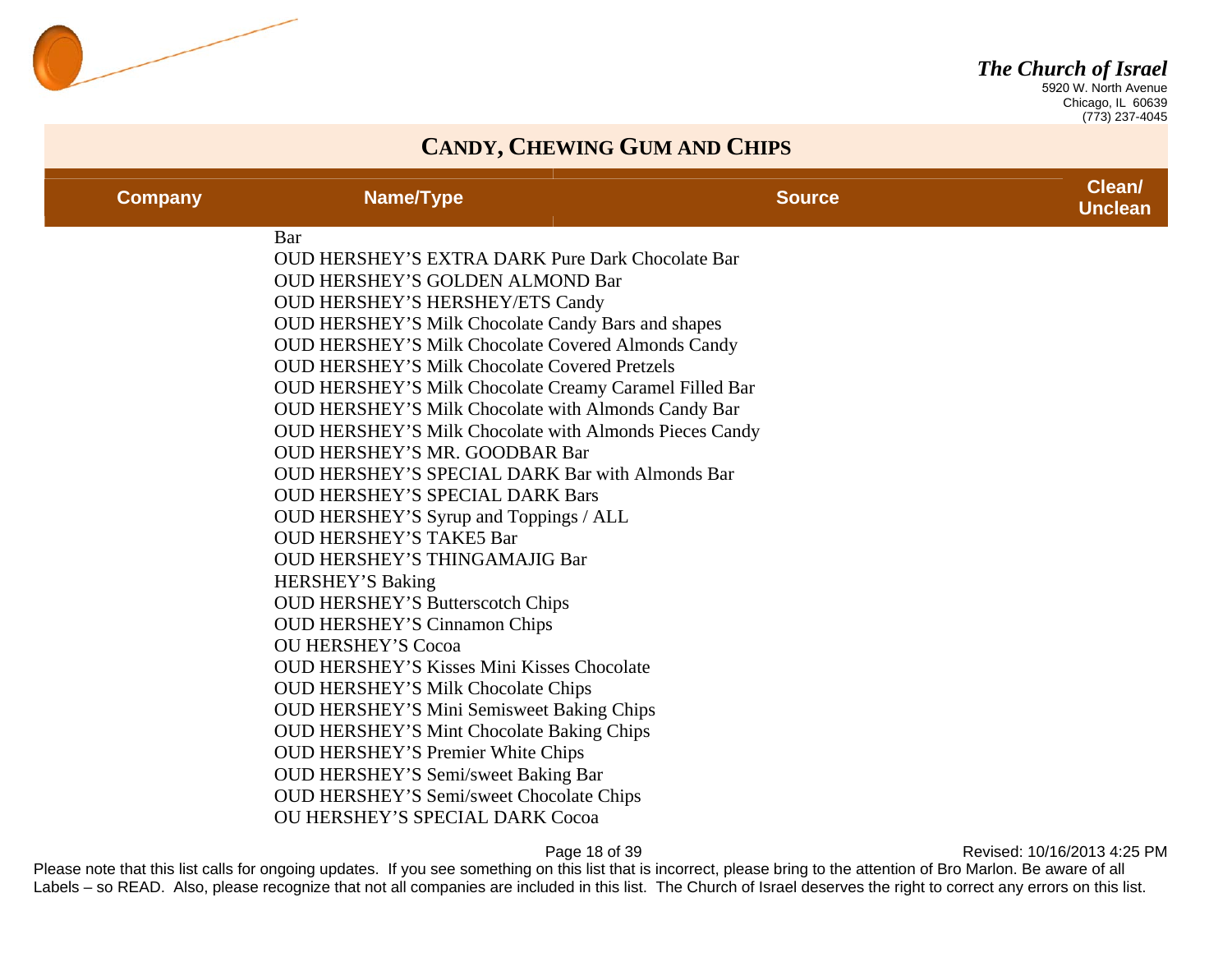## CANDY, CHEWING GUM AND CHIPS

| Company | Name/Type | Source | Clean/ Unclean |
|---|---|---|---|
| | Bar | | |
| | OUD HERSHEY’S EXTRA DARK Pure Dark Chocolate Bar | | |
| | OUD HERSHEY’S GOLDEN ALMOND Bar | | |
| | OUD HERSHEY’S HERSHEY/ETS Candy | | |
| | OUD HERSHEY’S Milk Chocolate Candy Bars and shapes | | |
| | OUD HERSHEY’S Milk Chocolate Covered Almonds Candy | | |
| | OUD HERSHEY’S Milk Chocolate Covered Pretzels | | |
| | OUD HERSHEY’S Milk Chocolate Creamy Caramel Filled Bar | | |
| | OUD HERSHEY’S Milk Chocolate with Almonds Candy Bar | | |
| | OUD HERSHEY’S Milk Chocolate with Almonds Pieces Candy | | |
| | OUD HERSHEY’S MR. GOODBAR Bar | | |
| | OUD HERSHEY’S SPECIAL DARK Bar with Almonds Bar | | |
| | OUD HERSHEY’S SPECIAL DARK Bars | | |
| | OUD HERSHEY’S Syrup and Toppings / ALL | | |
| | OUD HERSHEY’S TAKE5 Bar | | |
| | OUD HERSHEY’S THINGAMAJIG Bar | | |
| | HERSHEY’S Baking | | |
| | OUD HERSHEY’S Butterscotch Chips | | |
| | OUD HERSHEY’S Cinnamon Chips | | |
| | OU HERSHEY’S Cocoa | | |
| | OUD HERSHEY’S Kisses Mini Kisses Chocolate | | |
| | OUD HERSHEY’S Milk Chocolate Chips | | |
| | OUD HERSHEY’S Mini Semisweet Baking Chips | | |
| | OUD HERSHEY’S Mint Chocolate Baking Chips | | |
| | OUD HERSHEY’S Premier White Chips | | |
| | OUD HERSHEY’S Semi/sweet Baking Bar | | |
| | OUD HERSHEY’S Semi/sweet Chocolate Chips | | |
| | OU HERSHEY’S SPECIAL DARK Cocoa | | |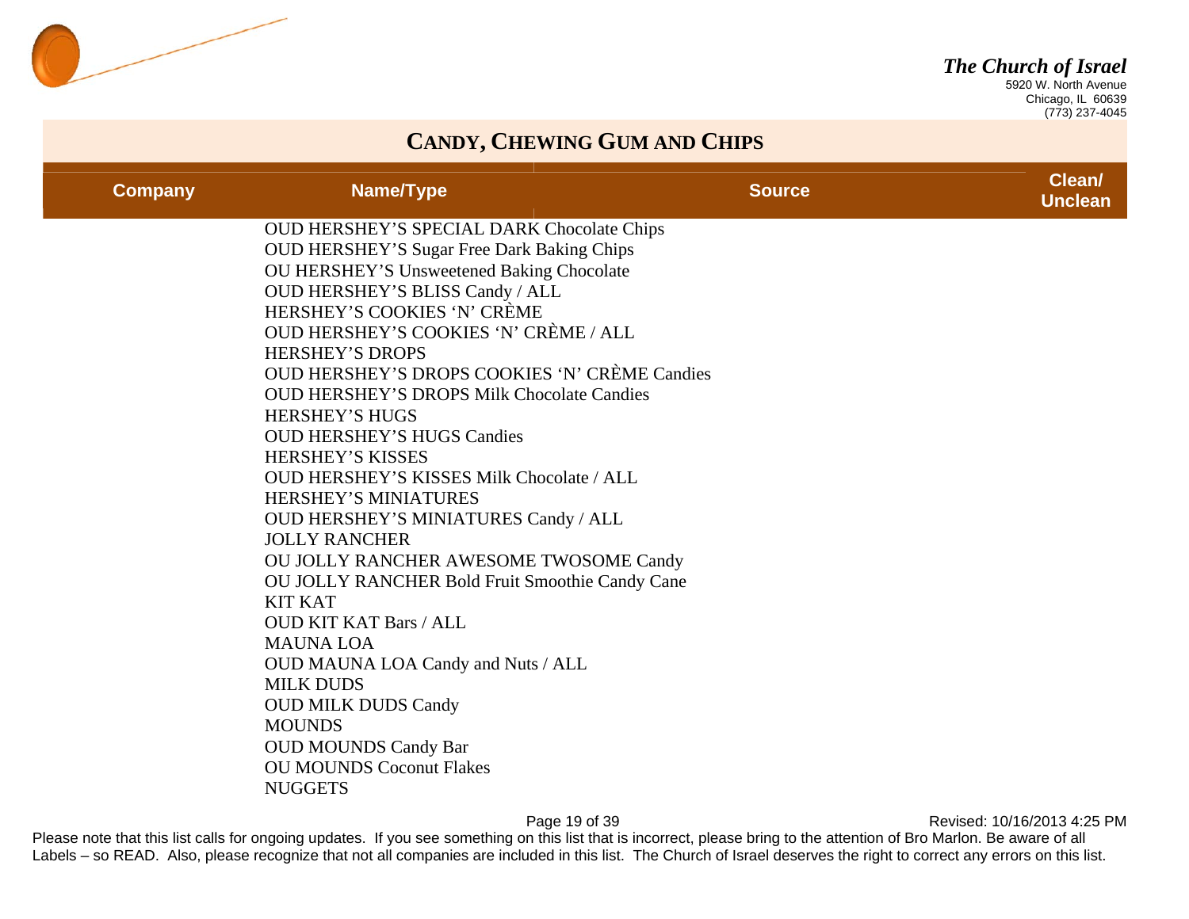## CANDY, CHEWING GUM AND CHIPS

| Company | Name/Type | Source | Clean/ Unclean |
|---|---|---|---|
| | OUD HERSHEY'S SPECIAL DARK Chocolate Chips | | |
| | OUD HERSHEY'S Sugar Free Dark Baking Chips | | |
| | OU HERSHEY'S Unsweetened Baking Chocolate | | |
| | OUD HERSHEY'S BLISS Candy / ALL | | |
| | HERSHEY'S COOKIES 'N' CRÈME | | |
| | OUD HERSHEY'S COOKIES 'N' CRÈME / ALL | | |
| | HERSHEY'S DROPS | | |
| | OUD HERSHEY'S DROPS COOKIES 'N' CRÈME Candies | | |
| | OUD HERSHEY'S DROPS Milk Chocolate Candies | | |
| | HERSHEY'S HUGS | | |
| | OUD HERSHEY'S HUGS Candies | | |
| | HERSHEY'S KISSES | | |
| | OUD HERSHEY'S KISSES Milk Chocolate / ALL | | |
| | HERSHEY'S MINIATURES | | |
| | OUD HERSHEY'S MINIATURES Candy / ALL | | |
| | JOLLY RANCHER | | |
| | OU JOLLY RANCHER AWESOME TWOSOME Candy | | |
| | OU JOLLY RANCHER Bold Fruit Smoothie Candy Cane | | |
| | KIT KAT | | |
| | OUD KIT KAT Bars / ALL | | |
| | MAUNA LOA | | |
| | OUD MAUNA LOA Candy and Nuts / ALL | | |
| | MILK DUDS | | |
| | OUD MILK DUDS Candy | | |
| | MOUNDS | | |
| | OUD MOUNDS Candy Bar | | |
| | OU MOUNDS Coconut Flakes | | |
| | NUGGETS | | |

Please note that this list calls for ongoing updates. If you see something on this list that is incorrect, please bring to the attention of Bro Marlon. Be aware of all Labels – so READ. Also, please recognize that not all companies are included in this list. The Church of Israel deserves the right to correct any errors on this list.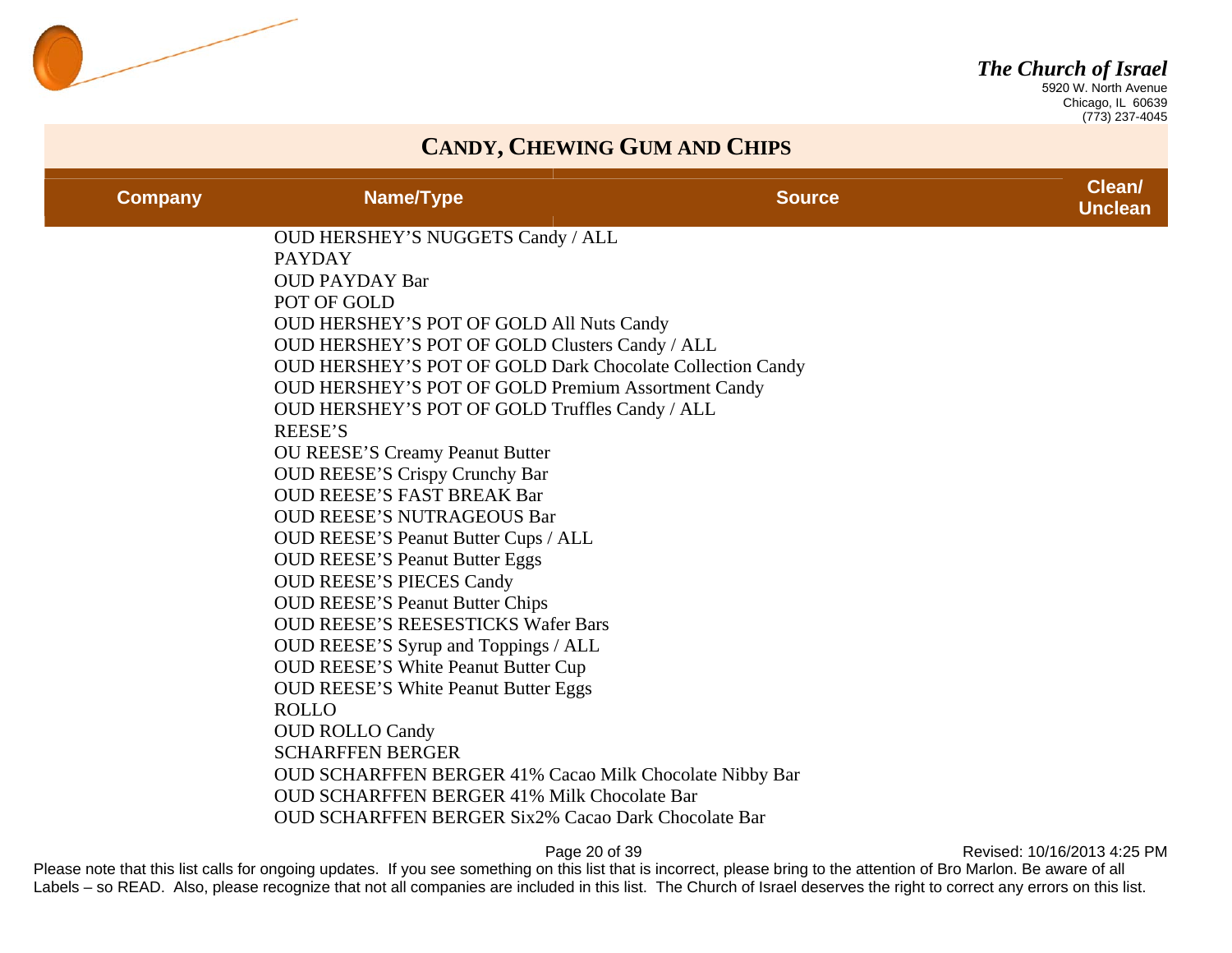## CANDY, CHEWING GUM AND CHIPS

| Company | Name/Type | Source | Clean/ Unclean |
|---|---|---|---|
| | OUD HERSHEY'S NUGGETS Candy / ALL | | |
| | PAYDAY | | |
| | OUD PAYDAY Bar | | |
| | POT OF GOLD | | |
| | OUD HERSHEY'S POT OF GOLD All Nuts Candy | | |
| | OUD HERSHEY'S POT OF GOLD Clusters Candy / ALL | | |
| | OUD HERSHEY'S POT OF GOLD Dark Chocolate Collection Candy | | |
| | OUD HERSHEY'S POT OF GOLD Premium Assortment Candy | | |
| | OUD HERSHEY'S POT OF GOLD Truffles Candy / ALL | | |
| | REESE'S | | |
| | OU REESE'S Creamy Peanut Butter | | |
| | OUD REESE'S Crispy Crunchy Bar | | |
| | OUD REESE'S FAST BREAK Bar | | |
| | OUD REESE'S NUTRAGEOUS Bar | | |
| | OUD REESE'S Peanut Butter Cups / ALL | | |
| | OUD REESE'S Peanut Butter Eggs | | |
| | OUD REESE'S PIECES Candy | | |
| | OUD REESE'S Peanut Butter Chips | | |
| | OUD REESE'S REESESTICKS Wafer Bars | | |
| | OUD REESE'S Syrup and Toppings / ALL | | |
| | OUD REESE'S White Peanut Butter Cup | | |
| | OUD REESE'S White Peanut Butter Eggs | | |
| | ROLLO | | |
| | OUD ROLLO Candy | | |
| | SCHARFFEN BERGER | | |
| | OUD SCHARFFEN BERGER 41% Cacao Milk Chocolate Nibby Bar | | |
| | OUD SCHARFFEN BERGER 41% Milk Chocolate Bar | | |
| | OUD SCHARFFEN BERGER Six2% Cacao Dark Chocolate Bar | | |

Please note that this list calls for ongoing updates. If you see something on this list that is incorrect, please bring to the attention of Bro Marlon. Be aware of all Labels – so READ. Also, please recognize that not all companies are included in this list. The Church of Israel deserves the right to correct any errors on this list.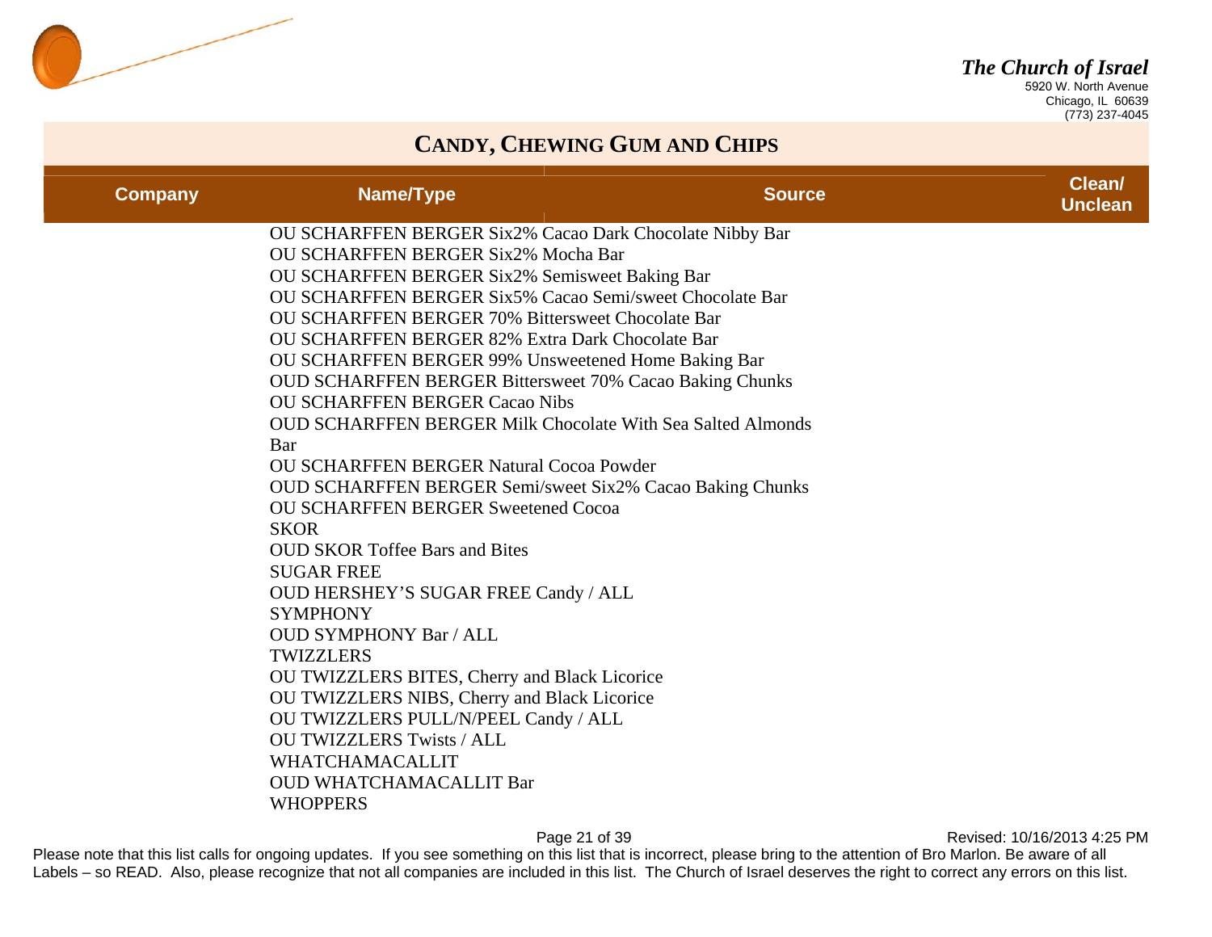## CANDY, CHEWING GUM AND CHIPS

| Company | Name/Type | Source | Clean/ Unclean |
|---|---|---|---|
| | OU SCHARFFEN BERGER Six2% Cacao Dark Chocolate Nibby Bar | | |
| | OU SCHARFFEN BERGER Six2% Mocha Bar | | |
| | OU SCHARFFEN BERGER Six2% Semisweet Baking Bar | | |
| | OU SCHARFFEN BERGER Six5% Cacao Semi/sweet Chocolate Bar | | |
| | OU SCHARFFEN BERGER 70% Bittersweet Chocolate Bar | | |
| | OU SCHARFFEN BERGER 82% Extra Dark Chocolate Bar | | |
| | OU SCHARFFEN BERGER 99% Unsweetened Home Baking Bar | | |
| | OUD SCHARFFEN BERGER Bittersweet 70% Cacao Baking Chunks | | |
| | OU SCHARFFEN BERGER Cacao Nibs | | |
| | OUD SCHARFFEN BERGER Milk Chocolate With Sea Salted Almonds Bar | | |
| | OU SCHARFFEN BERGER Natural Cocoa Powder | | |
| | OUD SCHARFFEN BERGER Semi/sweet Six2% Cacao Baking Chunks | | |
| | OU SCHARFFEN BERGER Sweetened Cocoa | | |
| | SKOR | | |
| | OUD SKOR Toffee Bars and Bites | | |
| | SUGAR FREE | | |
| | OUD HERSHEY'S SUGAR FREE Candy / ALL | | |
| | SYMPHONY | | |
| | OUD SYMPHONY Bar / ALL | | |
| | TWIZZLERS | | |
| | OU TWIZZLERS BITES, Cherry and Black Licorice | | |
| | OU TWIZZLERS NIBS, Cherry and Black Licorice | | |
| | OU TWIZZLERS PULL/N/PEEL Candy / ALL | | |
| | OU TWIZZLERS Twists / ALL | | |
| | WHATCHAMACALLIT | | |
| | OUD WHATCHAMACALLIT Bar | | |
| | WHOPPERS | | |

Please note that this list calls for ongoing updates. If you see something on this list that is incorrect, please bring to the attention of Bro Marlon. Be aware of all Labels – so READ. Also, please recognize that not all companies are included in this list. The Church of Israel deserves the right to correct any errors on this list.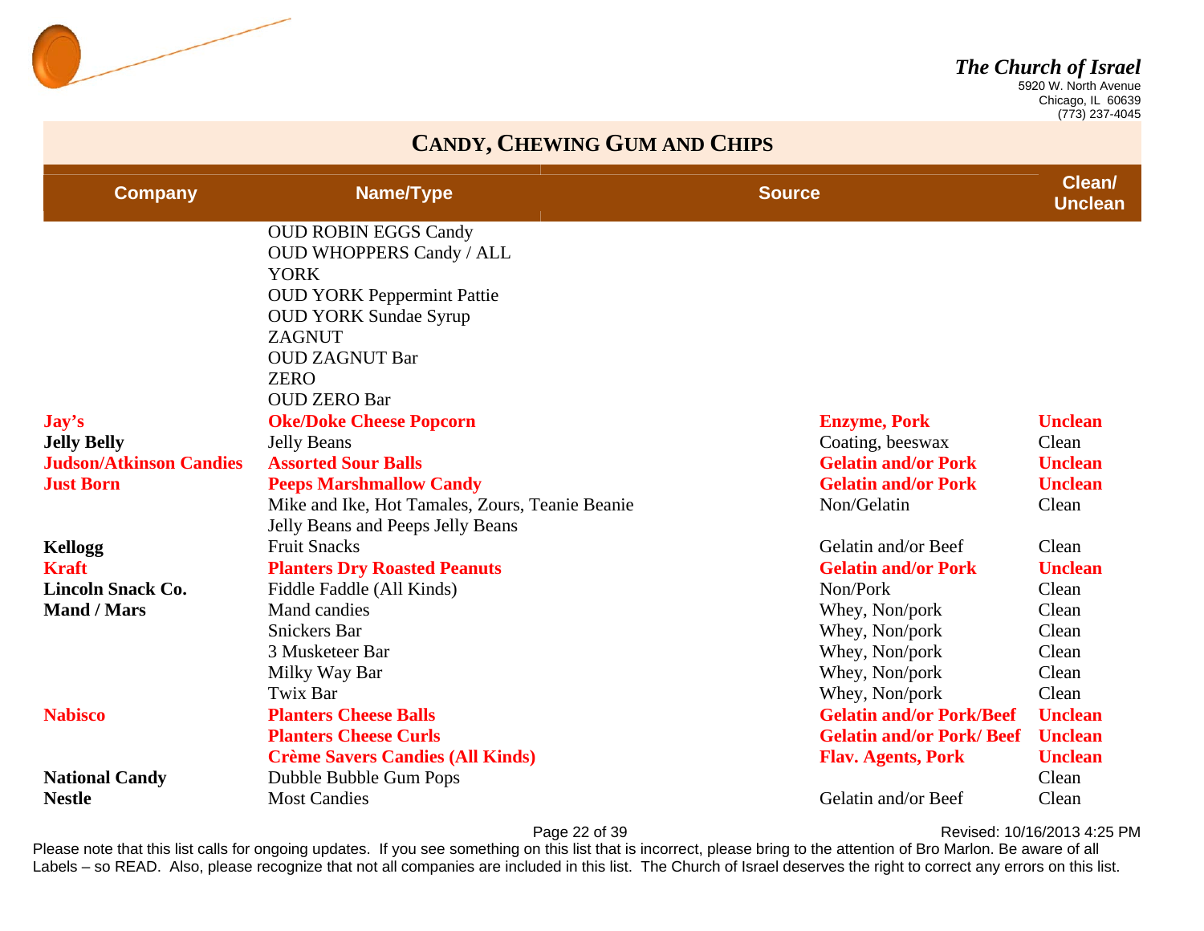## CANDY, CHEWING GUM AND CHIPS

| Company | Name/Type | Source | Clean/ Unclean |
|---|---|---|---|
| | OUD ROBIN EGGS Candy | | |
| | OUD WHOPPERS Candy / ALL | | |
| | YORK | | |
| | OUD YORK Peppermint Pattie | | |
| | OUD YORK Sundae Syrup | | |
| | ZAGNUT | | |
| | OUD ZAGNUT Bar | | |
| | ZERO | | |
| | OUD ZERO Bar | | |
| **Jay's** | **Oke/Doke Cheese Popcorn** | **Enzyme, Pork** | **Unclean** |
| **Jelly Belly** | Jelly Beans | Coating, beeswax | Clean |
| **Judson/Atkinson Candies** | **Assorted Sour Balls** | **Gelatin and/or Pork** | **Unclean** |
| **Just Born** | **Peeps Marshmallow Candy** | **Gelatin and/or Pork** | **Unclean** |
| | Mike and Ike, Hot Tamales, Zours, Teanie Beanie Jelly Beans and Peeps Jelly Beans | Non/Gelatin | Clean |
| **Kellogg** | Fruit Snacks | Gelatin and/or Beef | Clean |
| **Kraft** | **Planters Dry Roasted Peanuts** | **Gelatin and/or Pork** | **Unclean** |
| **Lincoln Snack Co.** | Fiddle Faddle (All Kinds) | Non/Pork | Clean |
| **Mand / Mars** | Mand candies | Whey, Non/pork | Clean |
| | Snickers Bar | Whey, Non/pork | Clean |
| | 3 Musketeer Bar | Whey, Non/pork | Clean |
| | Milky Way Bar | Whey, Non/pork | Clean |
| | Twix Bar | Whey, Non/pork | Clean |
| **Nabisco** | **Planters Cheese Balls** | **Gelatin and/or Pork/Beef** | **Unclean** |
| | **Planters Cheese Curls** | **Gelatin and/or Pork/ Beef** | **Unclean** |
| | **Crème Savers Candies (All Kinds)** | **Flav. Agents, Pork** | **Unclean** |
| **National Candy** | Dubble Bubble Gum Pops | | Clean |
| **Nestle** | Most Candies | Gelatin and/or Beef | Clean |

Please note that this list calls for ongoing updates. If you see something on this list that is incorrect, please bring to the attention of Bro Marlon. Be aware of all Labels – so READ. Also, please recognize that not all companies are included in this list. The Church of Israel deserves the right to correct any errors on this list.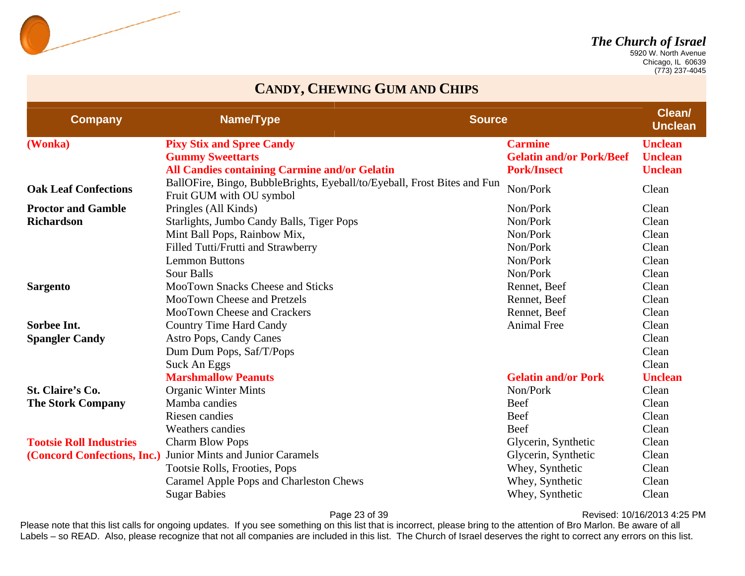## CANDY, CHEWING GUM AND CHIPS

| Company | Name/Type | Source | Clean/ Unclean |
|---|---|---|---|
| **(Wonka)** | **Pixy Stix and Spree Candy** | **Carmine** | **Unclean** |
| | **Gummy Sweettarts** | **Gelatin and/or Pork/Beef** | **Unclean** |
| | **All Candies containing Carmine and/or Gelatin** | **Pork/Insect** | **Unclean** |
| **Oak Leaf Confections** | BallOFire, Bingo, BubbleBrights, Eyeball/to/Eyeball, Frost Bites and Fun Fruit GUM with OU symbol | Non/Pork | Clean |
| **Proctor and Gamble** | Pringles (All Kinds) | Non/Pork | Clean |
| **Richardson** | Starlights, Jumbo Candy Balls, Tiger Pops | Non/Pork | Clean |
| | Mint Ball Pops, Rainbow Mix, | Non/Pork | Clean |
| | Filled Tutti/Frutti and Strawberry | Non/Pork | Clean |
| | Lemmon Buttons | Non/Pork | Clean |
| | Sour Balls | Non/Pork | Clean |
| **Sargento** | MooTown Snacks Cheese and Sticks | Rennet, Beef | Clean |
| | MooTown Cheese and Pretzels | Rennet, Beef | Clean |
| | MooTown Cheese and Crackers | Rennet, Beef | Clean |
| **Sorbee Int.** | Country Time Hard Candy | Animal Free | Clean |
| **Spangler Candy** | Astro Pops, Candy Canes | | Clean |
| | Dum Dum Pops, Saf/T/Pops | | Clean |
| | Suck An Eggs | | Clean |
| | **Marshmallow Peanuts** | **Gelatin and/or Pork** | **Unclean** |
| **St. Claire's Co.** | Organic Winter Mints | Non/Pork | Clean |
| **The Stork Company** | Mamba candies | Beef | Clean |
| | Riesen candies | Beef | Clean |
| | Weathers candies | Beef | Clean |
| **Tootsie Roll Industries** | Charm Blow Pops | Glycerin, Synthetic | Clean |
| **(Concord Confections, Inc.)** | Junior Mints and Junior Caramels | Glycerin, Synthetic | Clean |
| | Tootsie Rolls, Frooties, Pops | Whey, Synthetic | Clean |
| | Caramel Apple Pops and Charleston Chews | Whey, Synthetic | Clean |
| | Sugar Babies | Whey, Synthetic | Clean |

Please note that this list calls for ongoing updates. If you see something on this list that is incorrect, please bring to the attention of Bro Marlon. Be aware of all Labels – so READ. Also, please recognize that not all companies are included in this list. The Church of Israel deserves the right to correct any errors on this list.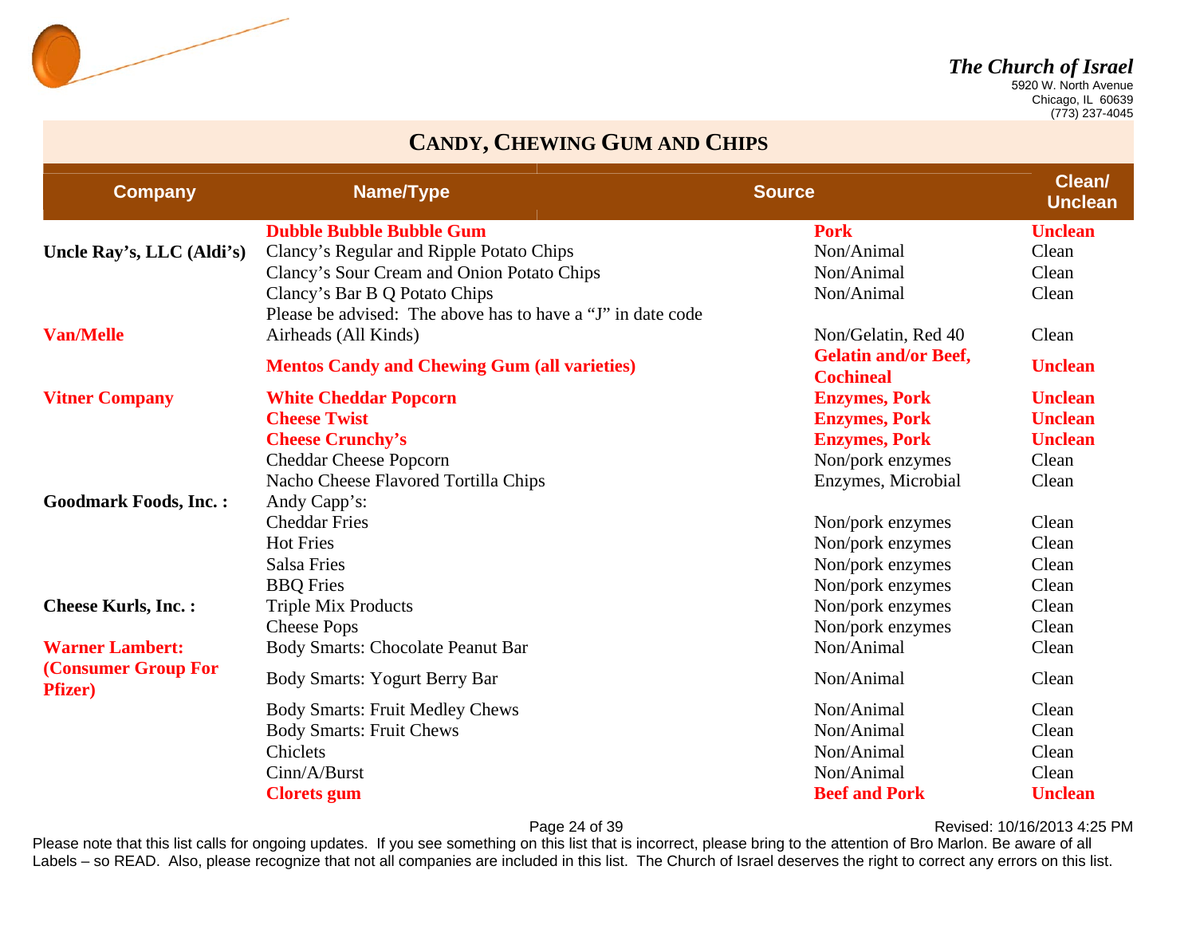## CANDY, CHEWING GUM AND CHIPS

| Company | Name/Type | Source | Clean/ Unclean |
|---|---|---|---|
| | **Dubble Bubble Bubble Gum** | **Pork** | **Unclean** |
| **Uncle Ray's, LLC (Aldi's)** | Clancy's Regular and Ripple Potato Chips | Non/Animal | Clean |
| | Clancy's Sour Cream and Onion Potato Chips | Non/Animal | Clean |
| | Clancy's Bar B Q Potato Chips | Non/Animal | Clean |
| | Please be advised: The above has to have a "J" in date code | | |
| **Van/Melle** | Airheads (All Kinds) | Non/Gelatin, Red 40 | Clean |
| | **Mentos Candy and Chewing Gum (all varieties)** | **Gelatin and/or Beef, Cochineal** | **Unclean** |
| **Vitner Company** | **White Cheddar Popcorn** | **Enzymes, Pork** | **Unclean** |
| | **Cheese Twist** | **Enzymes, Pork** | **Unclean** |
| | **Cheese Crunchy's** | **Enzymes, Pork** | **Unclean** |
| | Cheddar Cheese Popcorn | Non/pork enzymes | Clean |
| | Nacho Cheese Flavored Tortilla Chips | Enzymes, Microbial | Clean |
| **Goodmark Foods, Inc. :** | Andy Capp's: | | |
| | Cheddar Fries | Non/pork enzymes | Clean |
| | Hot Fries | Non/pork enzymes | Clean |
| | Salsa Fries | Non/pork enzymes | Clean |
| | BBQ Fries | Non/pork enzymes | Clean |
| **Cheese Kurls, Inc. :** | Triple Mix Products | Non/pork enzymes | Clean |
| | Cheese Pops | Non/pork enzymes | Clean |
| **Warner Lambert: (Consumer Group For Pfizer)** | Body Smarts: Chocolate Peanut Bar | Non/Animal | Clean |
| | Body Smarts: Yogurt Berry Bar | Non/Animal | Clean |
| | Body Smarts: Fruit Medley Chews | Non/Animal | Clean |
| | Body Smarts: Fruit Chews | Non/Animal | Clean |
| | Chiclets | Non/Animal | Clean |
| | Cinn/A/Burst | Non/Animal | Clean |
| | **Clorets gum** | **Beef and Pork** | **Unclean** |

Please note that this list calls for ongoing updates. If you see something on this list that is incorrect, please bring to the attention of Bro Marlon. Be aware of all Labels – so READ. Also, please recognize that not all companies are included in this list. The Church of Israel deserves the right to correct any errors on this list.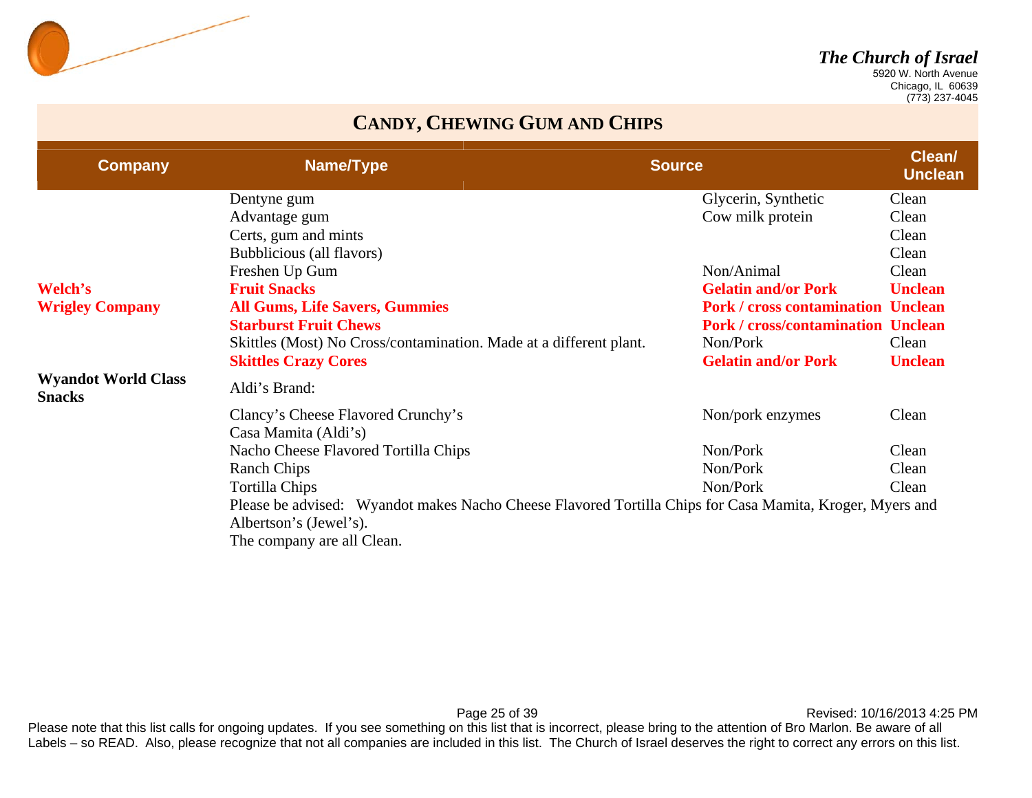## CANDY, CHEWING GUM AND CHIPS

| Company | Name/Type | Source | Clean/ Unclean |
|---|---|---|---|
| | Dentyne gum | Glycerin, Synthetic | Clean |
| | Advantage gum | Cow milk protein | Clean |
| | Certs, gum and mints | | Clean |
| | Bubblicious (all flavors) | | Clean |
| | Freshen Up Gum | Non/Animal | Clean |
| **Welch's** | **Fruit Snacks** | **Gelatin and/or Pork** | **Unclean** |
| **Wrigley Company** | **All Gums, Life Savers, Gummies** | **Pork / cross contamination** | **Unclean** |
| | **Starburst Fruit Chews** | **Pork / cross/contamination** | **Unclean** |
| | Skittles (Most) No Cross/contamination. Made at a different plant. | Non/Pork | Clean |
| | **Skittles Crazy Cores** | **Gelatin and/or Pork** | **Unclean** |
| **Wyandot World Class Snacks** | Aldi's Brand: | | |
| | Clancy's Cheese Flavored Crunchy's | Non/pork enzymes | Clean |
| | Casa Mamita (Aldi's) | | |
| | Nacho Cheese Flavored Tortilla Chips | Non/Pork | Clean |
| | Ranch Chips | Non/Pork | Clean |
| | Tortilla Chips | Non/Pork | Clean |

Please be advised: Wyandot makes Nacho Cheese Flavored Tortilla Chips for Casa Mamita, Kroger, Myers and Albertson's (Jewel's).
The company are all Clean.

Revised: 10/16/2013 4:25 PM

Please note that this list calls for ongoing updates. If you see something on this list that is incorrect, please bring to the attention of Bro Marlon. Be aware of all Labels – so READ. Also, please recognize that not all companies are included in this list. The Church of Israel deserves the right to correct any errors on this list.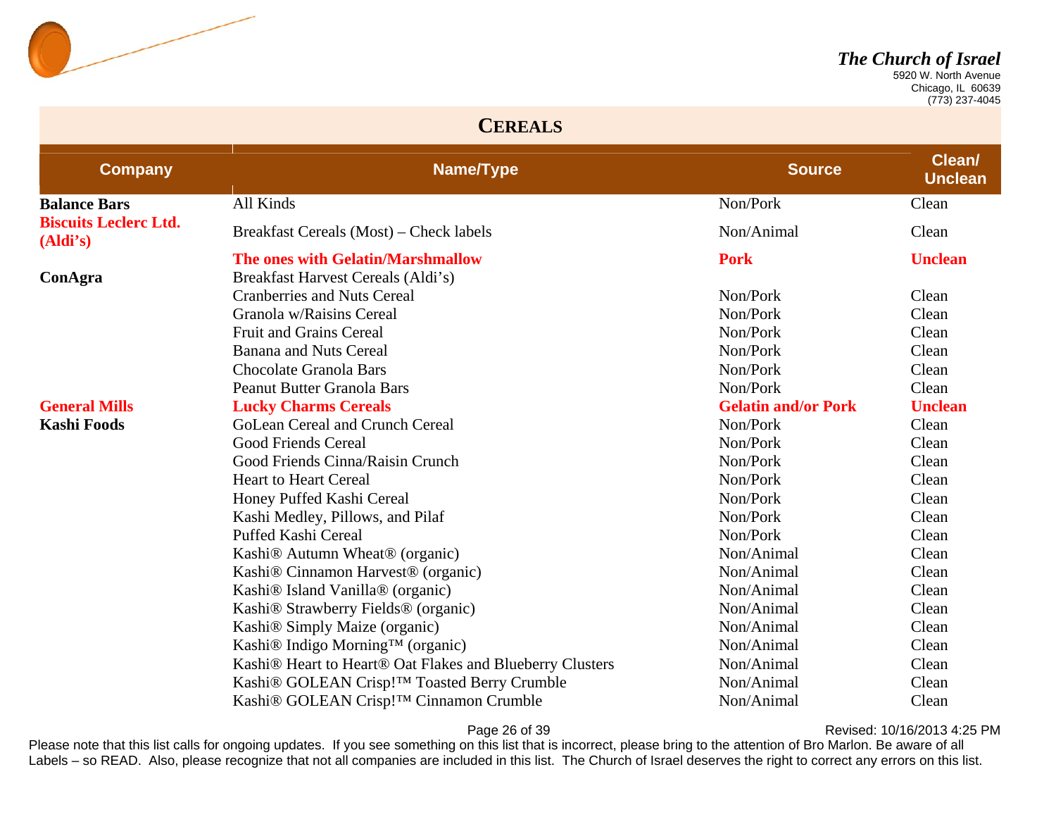## CEREALS

| Company | Name/Type | Source | Clean/ Unclean |
|---|---|---|---|
| **Balance Bars** | All Kinds | Non/Pork | Clean |
| **Biscuits Leclerc Ltd. (Aldi's)** | Breakfast Cereals (Most) – Check labels | Non/Animal | Clean |
| | **The ones with Gelatin/Marshmallow** | **Pork** | **Unclean** |
| **ConAgra** | Breakfast Harvest Cereals (Aldi's) | | |
| | Cranberries and Nuts Cereal | Non/Pork | Clean |
| | Granola w/Raisins Cereal | Non/Pork | Clean |
| | Fruit and Grains Cereal | Non/Pork | Clean |
| | Banana and Nuts Cereal | Non/Pork | Clean |
| | Chocolate Granola Bars | Non/Pork | Clean |
| | Peanut Butter Granola Bars | Non/Pork | Clean |
| **General Mills** | **Lucky Charms Cereals** | **Gelatin and/or Pork** | **Unclean** |
| **Kashi Foods** | GoLean Cereal and Crunch Cereal | Non/Pork | Clean |
| | Good Friends Cereal | Non/Pork | Clean |
| | Good Friends Cinna/Raisin Crunch | Non/Pork | Clean |
| | Heart to Heart Cereal | Non/Pork | Clean |
| | Honey Puffed Kashi Cereal | Non/Pork | Clean |
| | Kashi Medley, Pillows, and Pilaf | Non/Pork | Clean |
| | Puffed Kashi Cereal | Non/Pork | Clean |
| | Kashi® Autumn Wheat® (organic) | Non/Animal | Clean |
| | Kashi® Cinnamon Harvest® (organic) | Non/Animal | Clean |
| | Kashi® Island Vanilla® (organic) | Non/Animal | Clean |
| | Kashi® Strawberry Fields® (organic) | Non/Animal | Clean |
| | Kashi® Simply Maize (organic) | Non/Animal | Clean |
| | Kashi® Indigo Morning™ (organic) | Non/Animal | Clean |
| | Kashi® Heart to Heart® Oat Flakes and Blueberry Clusters | Non/Animal | Clean |
| | Kashi® GOLEAN Crisp!™ Toasted Berry Crumble | Non/Animal | Clean |
| | Kashi® GOLEAN Crisp!™ Cinnamon Crumble | Non/Animal | Clean |

Please note that this list calls for ongoing updates. If you see something on this list that is incorrect, please bring to the attention of Bro Marlon. Be aware of all Labels – so READ. Also, please recognize that not all companies are included in this list. The Church of Israel deserves the right to correct any errors on this list.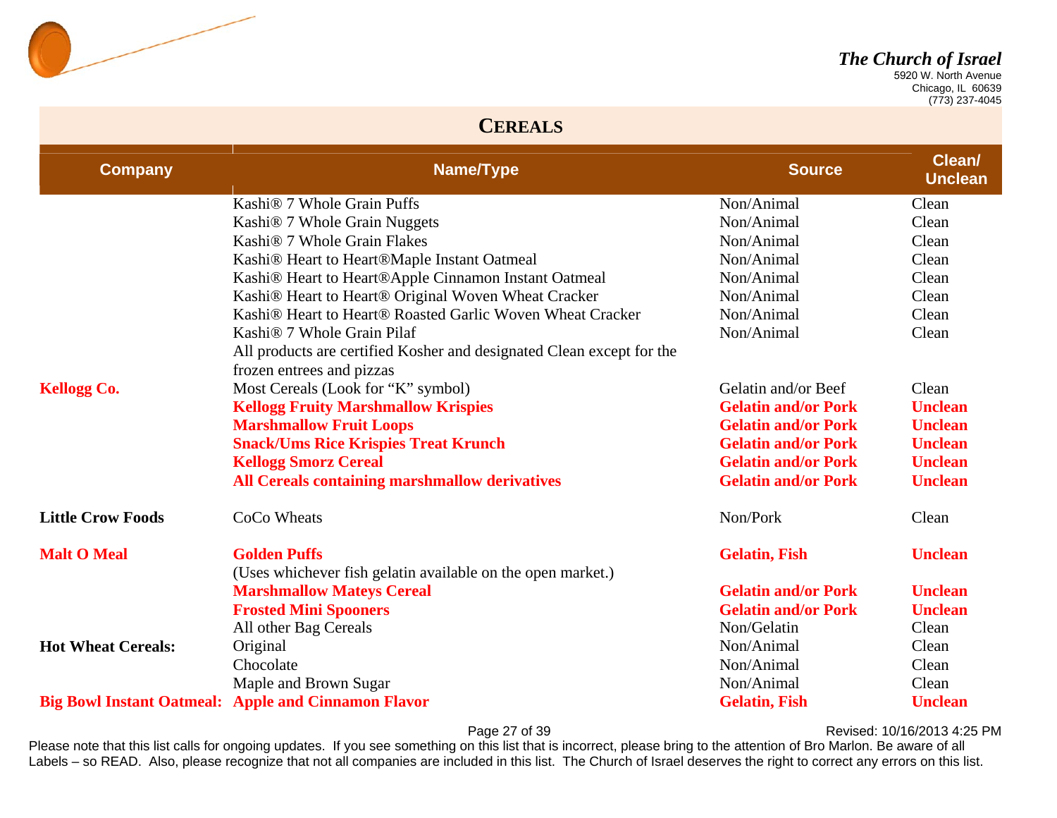## CEREALS

| Company | Name/Type | Source | Clean/ Unclean |
|---|---|---|---|
| | Kashi® 7 Whole Grain Puffs | Non/Animal | Clean |
| | Kashi® 7 Whole Grain Nuggets | Non/Animal | Clean |
| | Kashi® 7 Whole Grain Flakes | Non/Animal | Clean |
| | Kashi® Heart to Heart®Maple Instant Oatmeal | Non/Animal | Clean |
| | Kashi® Heart to Heart®Apple Cinnamon Instant Oatmeal | Non/Animal | Clean |
| | Kashi® Heart to Heart® Original Woven Wheat Cracker | Non/Animal | Clean |
| | Kashi® Heart to Heart® Roasted Garlic Woven Wheat Cracker | Non/Animal | Clean |
| | Kashi® 7 Whole Grain Pilaf | Non/Animal | Clean |
| | All products are certified Kosher and designated Clean except for the frozen entrees and pizzas | | |
| **Kellogg Co.** | Most Cereals (Look for "K" symbol) | Gelatin and/or Beef | Clean |
| | **Kellogg Fruity Marshmallow Krispies** | **Gelatin and/or Pork** | **Unclean** |
| | **Marshmallow Fruit Loops** | **Gelatin and/or Pork** | **Unclean** |
| | **Snack/Ums Rice Krispies Treat Krunch** | **Gelatin and/or Pork** | **Unclean** |
| | **Kellogg Smorz Cereal** | **Gelatin and/or Pork** | **Unclean** |
| | **All Cereals containing marshmallow derivatives** | **Gelatin and/or Pork** | **Unclean** |
| **Little Crow Foods** | CoCo Wheats | Non/Pork | Clean |
| **Malt O Meal** | **Golden Puffs** | **Gelatin, Fish** | **Unclean** |
| | (Uses whichever fish gelatin available on the open market.) | | |
| | **Marshmallow Mateys Cereal** | **Gelatin and/or Pork** | **Unclean** |
| | **Frosted Mini Spooners** | **Gelatin and/or Pork** | **Unclean** |
| | All other Bag Cereals | Non/Gelatin | Clean |
| **Hot Wheat Cereals:** | Original | Non/Animal | Clean |
| | Chocolate | Non/Animal | Clean |
| | Maple and Brown Sugar | Non/Animal | Clean |
| **Big Bowl Instant Oatmeal:** | **Apple and Cinnamon Flavor** | **Gelatin, Fish** | **Unclean** |

Please note that this list calls for ongoing updates. If you see something on this list that is incorrect, please bring to the attention of Bro Marlon. Be aware of all Labels – so READ. Also, please recognize that not all companies are included in this list. The Church of Israel deserves the right to correct any errors on this list.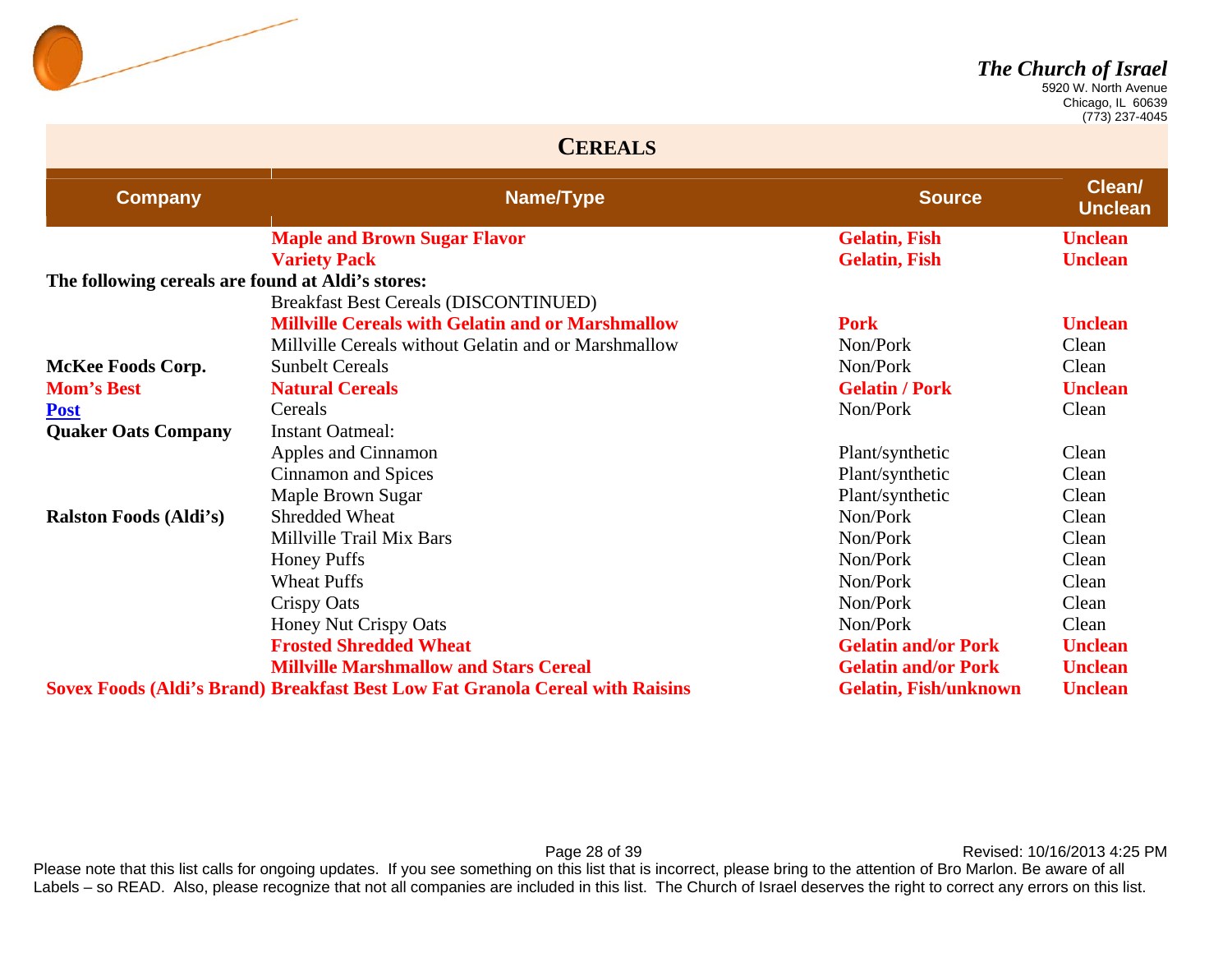## CEREALS

| Company | Name/Type | Source | Clean/ Unclean |
|---|---|---|---|
| | **Maple and Brown Sugar Flavor** | **Gelatin, Fish** | **Unclean** |
| | **Variety Pack** | **Gelatin, Fish** | **Unclean** |
| **The following cereals are found at Aldi's stores:** | | | |
| | Breakfast Best Cereals (DISCONTINUED) | | |
| | **Millville Cereals with Gelatin and or Marshmallow** | **Pork** | **Unclean** |
| | Millville Cereals without Gelatin and or Marshmallow | Non/Pork | Clean |
| **McKee Foods Corp.** | Sunbelt Cereals | Non/Pork | Clean |
| **Mom's Best** | **Natural Cereals** | **Gelatin / Pork** | **Unclean** |
| **Post** | Cereals | Non/Pork | Clean |
| **Quaker Oats Company** | Instant Oatmeal: | | |
| | Apples and Cinnamon | Plant/synthetic | Clean |
| | Cinnamon and Spices | Plant/synthetic | Clean |
| | Maple Brown Sugar | Plant/synthetic | Clean |
| **Ralston Foods (Aldi's)** | Shredded Wheat | Non/Pork | Clean |
| | Millville Trail Mix Bars | Non/Pork | Clean |
| | Honey Puffs | Non/Pork | Clean |
| | Wheat Puffs | Non/Pork | Clean |
| | Crispy Oats | Non/Pork | Clean |
| | Honey Nut Crispy Oats | Non/Pork | Clean |
| | **Frosted Shredded Wheat** | **Gelatin and/or Pork** | **Unclean** |
| | **Millville Marshmallow and Stars Cereal** | **Gelatin and/or Pork** | **Unclean** |
| **Sovex Foods (Aldi's Brand)** | **Breakfast Best Low Fat Granola Cereal with Raisins** | **Gelatin, Fish/unknown** | **Unclean** |

Revised: 10/16/2013 4:25 PM

Please note that this list calls for ongoing updates. If you see something on this list that is incorrect, please bring to the attention of Bro Marlon. Be aware of all Labels – so READ. Also, please recognize that not all companies are included in this list. The Church of Israel deserves the right to correct any errors on this list.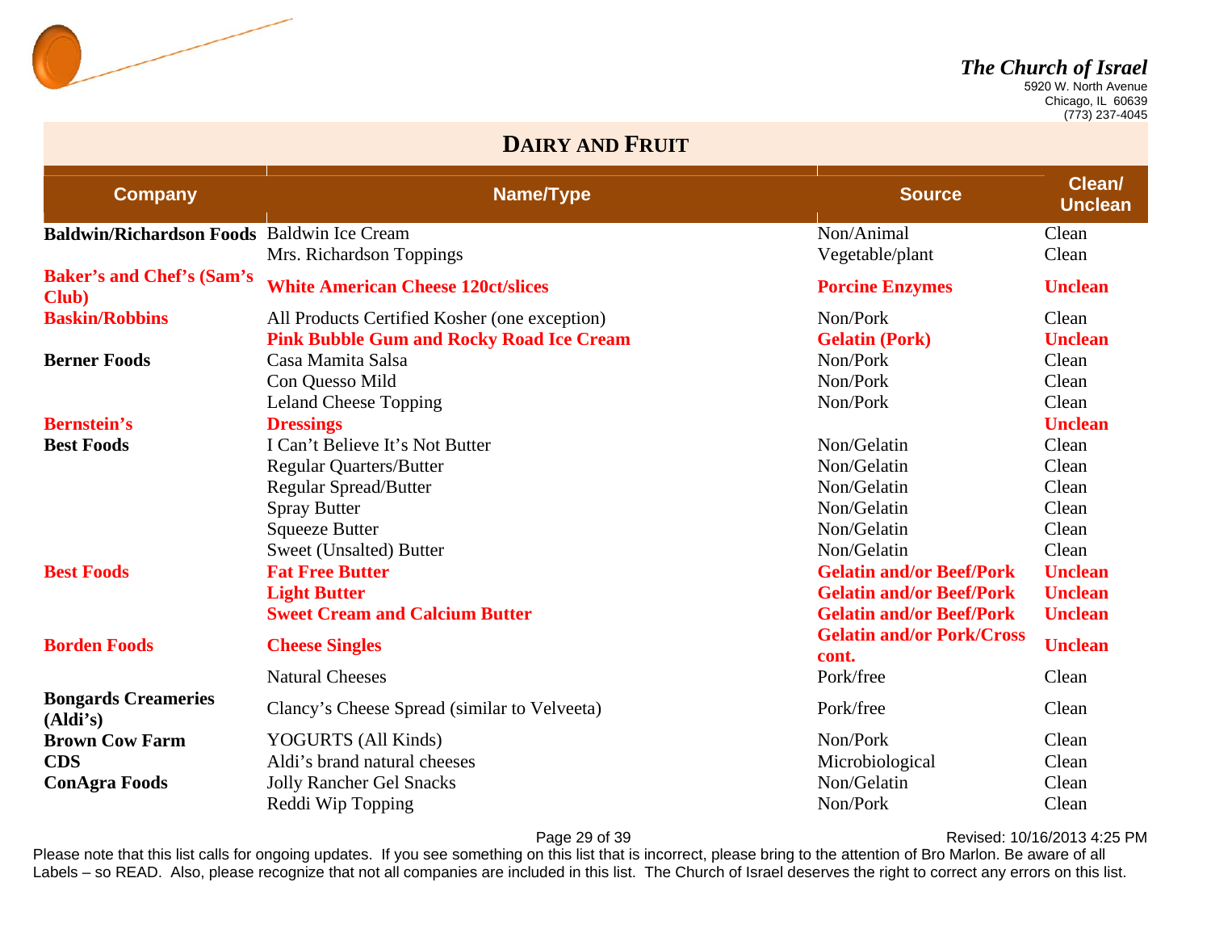*The Church of Israel*
5920 W. North Avenue
Chicago, IL 60639
(773) 237-4045

## DAIRY AND FRUIT

| Company | Name/Type | Source | Clean/ Unclean |
|---|---|---|---|
| **Baldwin/Richardson Foods** | Baldwin Ice Cream | Non/Animal | Clean |
| | Mrs. Richardson Toppings | Vegetable/plant | Clean |
| **Baker's and Chef's (Sam's Club)** | **White American Cheese 120ct/slices** | **Porcine Enzymes** | **Unclean** |
| **Baskin/Robbins** | All Products Certified Kosher (one exception) | Non/Pork | Clean |
| | **Pink Bubble Gum and Rocky Road Ice Cream** | **Gelatin (Pork)** | **Unclean** |
| **Berner Foods** | Casa Mamita Salsa | Non/Pork | Clean |
| | Con Quesso Mild | Non/Pork | Clean |
| | Leland Cheese Topping | Non/Pork | Clean |
| **Bernstein's** | **Dressings** | | **Unclean** |
| **Best Foods** | I Can't Believe It's Not Butter | Non/Gelatin | Clean |
| | Regular Quarters/Butter | Non/Gelatin | Clean |
| | Regular Spread/Butter | Non/Gelatin | Clean |
| | Spray Butter | Non/Gelatin | Clean |
| | Squeeze Butter | Non/Gelatin | Clean |
| | Sweet (Unsalted) Butter | Non/Gelatin | Clean |
| **Best Foods** | **Fat Free Butter** | **Gelatin and/or Beef/Pork** | **Unclean** |
| | **Light Butter** | **Gelatin and/or Beef/Pork** | **Unclean** |
| | **Sweet Cream and Calcium Butter** | **Gelatin and/or Beef/Pork** | **Unclean** |
| **Borden Foods** | **Cheese Singles** | **Gelatin and/or Pork/Cross cont.** | **Unclean** |
| | Natural Cheeses | Pork/free | Clean |
| **Bongards Creameries (Aldi's)** | Clancy's Cheese Spread (similar to Velveeta) | Pork/free | Clean |
| **Brown Cow Farm** | YOGURTS (All Kinds) | Non/Pork | Clean |
| **CDS** | Aldi's brand natural cheeses | Microbiological | Clean |
| **ConAgra Foods** | Jolly Rancher Gel Snacks | Non/Gelatin | Clean |
| | Reddi Wip Topping | Non/Pork | Clean |

Revised: 10/16/2013 4:25 PM

Please note that this list calls for ongoing updates. If you see something on this list that is incorrect, please bring to the attention of Bro Marlon. Be aware of all Labels – so READ. Also, please recognize that not all companies are included in this list. The Church of Israel deserves the right to correct any errors on this list.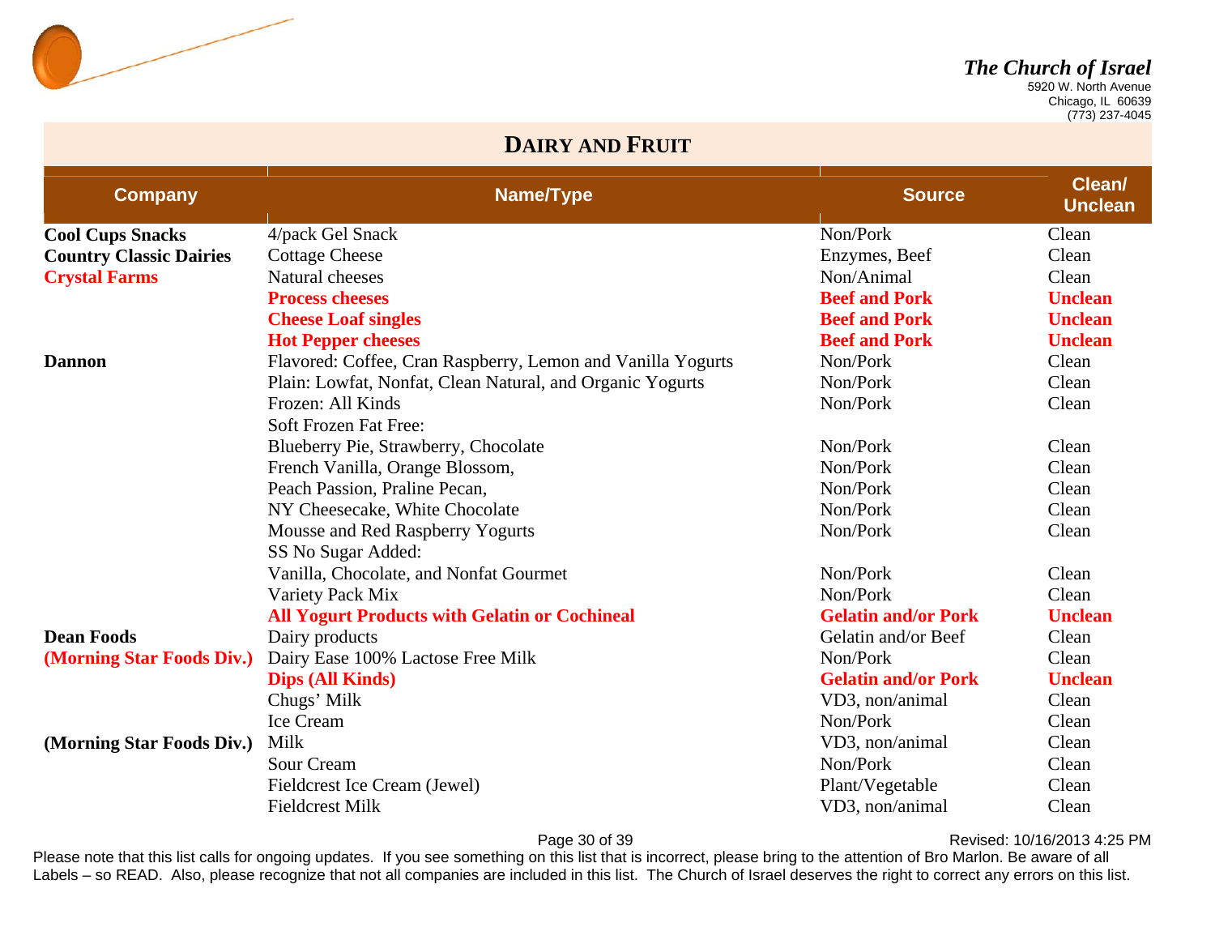*The Church of Israel*
5920 W. North Avenue
Chicago, IL 60639
(773) 237-4045

## DAIRY AND FRUIT

| Company | Name/Type | Source | Clean/ Unclean |
|---|---|---|---|
| **Cool Cups Snacks** | 4/pack Gel Snack | Non/Pork | Clean |
| **Country Classic Dairies** | Cottage Cheese | Enzymes, Beef | Clean |
| **Crystal Farms** | Natural cheeses | Non/Animal | Clean |
| | **Process cheeses** | **Beef and Pork** | **Unclean** |
| | **Cheese Loaf singles** | **Beef and Pork** | **Unclean** |
| | **Hot Pepper cheeses** | **Beef and Pork** | **Unclean** |
| **Dannon** | Flavored: Coffee, Cran Raspberry, Lemon and Vanilla Yogurts | Non/Pork | Clean |
| | Plain: Lowfat, Nonfat, Clean Natural, and Organic Yogurts | Non/Pork | Clean |
| | Frozen: All Kinds | Non/Pork | Clean |
| | Soft Frozen Fat Free: | | |
| | Blueberry Pie, Strawberry, Chocolate | Non/Pork | Clean |
| | French Vanilla, Orange Blossom, | Non/Pork | Clean |
| | Peach Passion, Praline Pecan, | Non/Pork | Clean |
| | NY Cheesecake, White Chocolate | Non/Pork | Clean |
| | Mousse and Red Raspberry Yogurts | Non/Pork | Clean |
| | SS No Sugar Added: | | |
| | Vanilla, Chocolate, and Nonfat Gourmet | Non/Pork | Clean |
| | Variety Pack Mix | Non/Pork | Clean |
| | **All Yogurt Products with Gelatin or Cochineal** | **Gelatin and/or Pork** | **Unclean** |
| **Dean Foods** | Dairy products | Gelatin and/or Beef | Clean |
| **(Morning Star Foods Div.)** | Dairy Ease 100% Lactose Free Milk | Non/Pork | Clean |
| | **Dips (All Kinds)** | **Gelatin and/or Pork** | **Unclean** |
| | Chugs' Milk | VD3, non/animal | Clean |
| | Ice Cream | Non/Pork | Clean |
| **(Morning Star Foods Div.)** | Milk | VD3, non/animal | Clean |
| | Sour Cream | Non/Pork | Clean |
| | Fieldcrest Ice Cream (Jewel) | Plant/Vegetable | Clean |
| | Fieldcrest Milk | VD3, non/animal | Clean |

Revised: 10/16/2013 4:25 PM

Please note that this list calls for ongoing updates. If you see something on this list that is incorrect, please bring to the attention of Bro Marlon. Be aware of all Labels – so READ. Also, please recognize that not all companies are included in this list. The Church of Israel deserves the right to correct any errors on this list.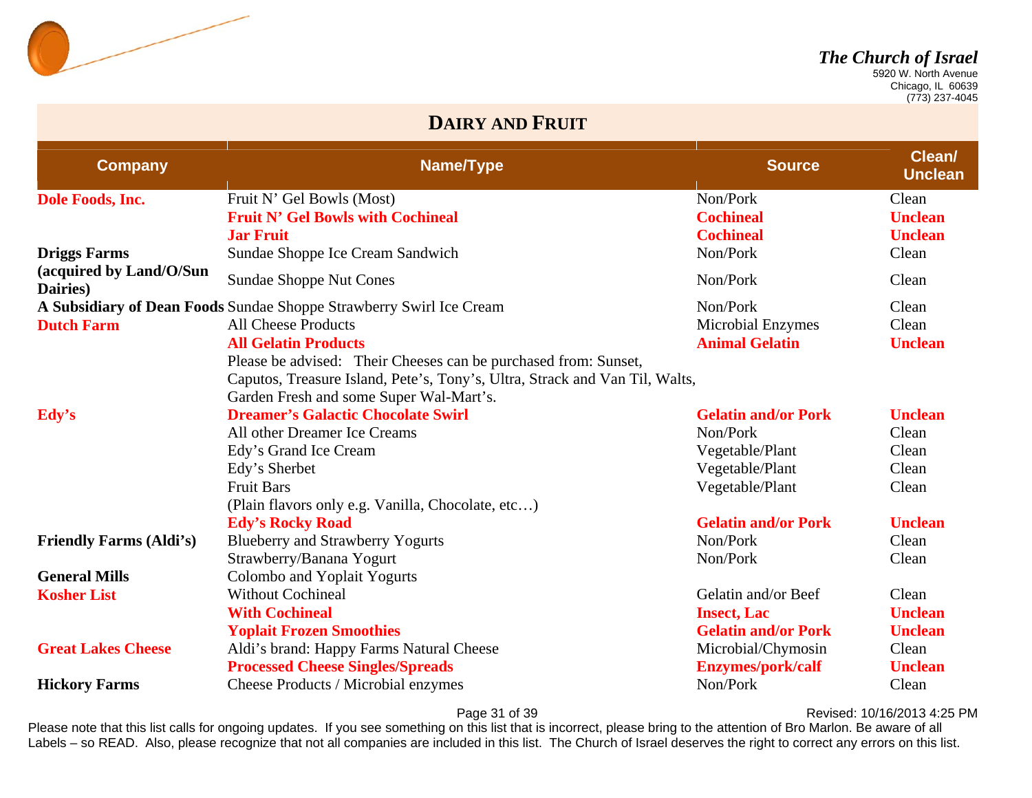## DAIRY AND FRUIT

| Company | Name/Type | Source | Clean/ Unclean |
|---|---|---|---|
| **Dole Foods, Inc.** | Fruit N' Gel Bowls (Most) | Non/Pork | Clean |
| | **Fruit N' Gel Bowls with Cochineal** | **Cochineal** | **Unclean** |
| | **Jar Fruit** | **Cochineal** | **Unclean** |
| **Driggs Farms** | Sundae Shoppe Ice Cream Sandwich | Non/Pork | Clean |
| **(acquired by Land/O/Sun Dairies)** | Sundae Shoppe Nut Cones | Non/Pork | Clean |
| **A Subsidiary of Dean Foods** | Sundae Shoppe Strawberry Swirl Ice Cream | Non/Pork | Clean |
| **Dutch Farm** | All Cheese Products | Microbial Enzymes | Clean |
| | **All Gelatin Products** | **Animal Gelatin** | **Unclean** |
| | Please be advised: Their Cheeses can be purchased from: Sunset, Caputos, Treasure Island, Pete's, Tony's, Ultra, Strack and Van Til, Walts, Garden Fresh and some Super Wal-Mart's. | | |
| **Edy's** | **Dreamer's Galactic Chocolate Swirl** | **Gelatin and/or Pork** | **Unclean** |
| | All other Dreamer Ice Creams | Non/Pork | Clean |
| | Edy's Grand Ice Cream | Vegetable/Plant | Clean |
| | Edy's Sherbet | Vegetable/Plant | Clean |
| | Fruit Bars (Plain flavors only e.g. Vanilla, Chocolate, etc…) | Vegetable/Plant | Clean |
| | **Edy's Rocky Road** | **Gelatin and/or Pork** | **Unclean** |
| **Friendly Farms (Aldi's)** | Blueberry and Strawberry Yogurts | Non/Pork | Clean |
| | Strawberry/Banana Yogurt | Non/Pork | Clean |
| **General Mills** | Colombo and Yoplait Yogurts | | |
| **Kosher List** | Without Cochineal | Gelatin and/or Beef | Clean |
| | **With Cochineal** | **Insect, Lac** | **Unclean** |
| | **Yoplait Frozen Smoothies** | **Gelatin and/or Pork** | **Unclean** |
| **Great Lakes Cheese** | Aldi's brand: Happy Farms Natural Cheese | Microbial/Chymosin | Clean |
| | **Processed Cheese Singles/Spreads** | **Enzymes/pork/calf** | **Unclean** |
| **Hickory Farms** | Cheese Products / Microbial enzymes | Non/Pork | Clean |

Please note that this list calls for ongoing updates. If you see something on this list that is incorrect, please bring to the attention of Bro Marlon. Be aware of all Labels – so READ. Also, please recognize that not all companies are included in this list. The Church of Israel deserves the right to correct any errors on this list.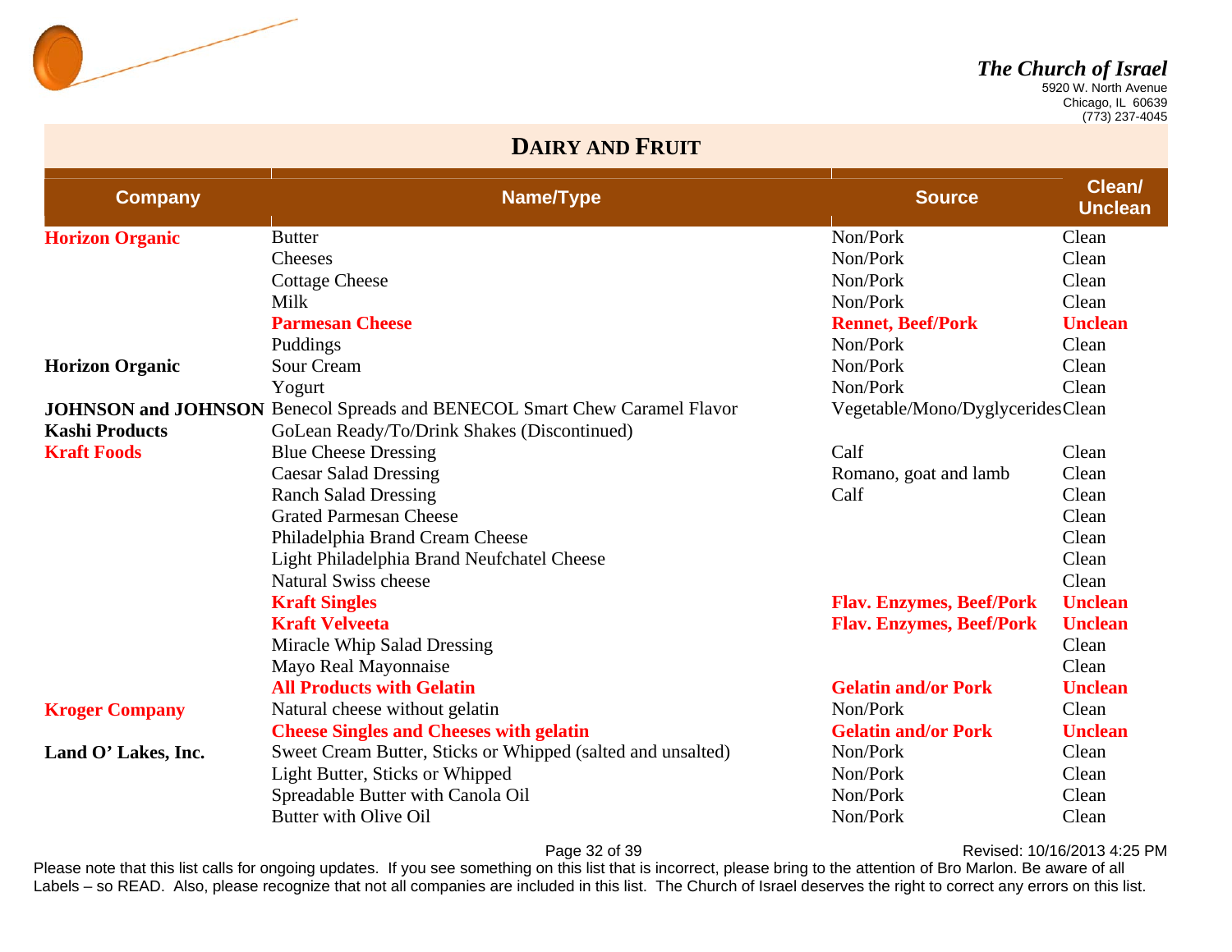**The Church of Israel**
5920 W. North Avenue
Chicago, IL 60639
(773) 237-4045

## DAIRY AND FRUIT

| Company | Name/Type | Source | Clean/ Unclean |
|---|---|---|---|
| **Horizon Organic** | Butter | Non/Pork | Clean |
| | Cheeses | Non/Pork | Clean |
| | Cottage Cheese | Non/Pork | Clean |
| | Milk | Non/Pork | Clean |
| | **Parmesan Cheese** | **Rennet, Beef/Pork** | **Unclean** |
| | Puddings | Non/Pork | Clean |
| **Horizon Organic** | Sour Cream | Non/Pork | Clean |
| | Yogurt | Non/Pork | Clean |
| **JOHNSON and JOHNSON** | Benecol Spreads and BENECOL Smart Chew Caramel Flavor | Vegetable/Mono/Dyglycerides | Clean |
| **Kashi Products** | GoLean Ready/To/Drink Shakes (Discontinued) | | |
| **Kraft Foods** | Blue Cheese Dressing | Calf | Clean |
| | Caesar Salad Dressing | Romano, goat and lamb | Clean |
| | Ranch Salad Dressing | Calf | Clean |
| | Grated Parmesan Cheese | | Clean |
| | Philadelphia Brand Cream Cheese | | Clean |
| | Light Philadelphia Brand Neufchatel Cheese | | Clean |
| | Natural Swiss cheese | | Clean |
| | **Kraft Singles** | **Flav. Enzymes, Beef/Pork** | **Unclean** |
| | **Kraft Velveeta** | **Flav. Enzymes, Beef/Pork** | **Unclean** |
| | Miracle Whip Salad Dressing | | Clean |
| | Mayo Real Mayonnaise | | Clean |
| | **All Products with Gelatin** | **Gelatin and/or Pork** | **Unclean** |
| **Kroger Company** | Natural cheese without gelatin | Non/Pork | Clean |
| | **Cheese Singles and Cheeses with gelatin** | **Gelatin and/or Pork** | **Unclean** |
| **Land O' Lakes, Inc.** | Sweet Cream Butter, Sticks or Whipped (salted and unsalted) | Non/Pork | Clean |
| | Light Butter, Sticks or Whipped | Non/Pork | Clean |
| | Spreadable Butter with Canola Oil | Non/Pork | Clean |
| | Butter with Olive Oil | Non/Pork | Clean |

Revised: 10/16/2013 4:25 PM

Please note that this list calls for ongoing updates. If you see something on this list that is incorrect, please bring to the attention of Bro Marlon. Be aware of all Labels – so READ. Also, please recognize that not all companies are included in this list. The Church of Israel deserves the right to correct any errors on this list.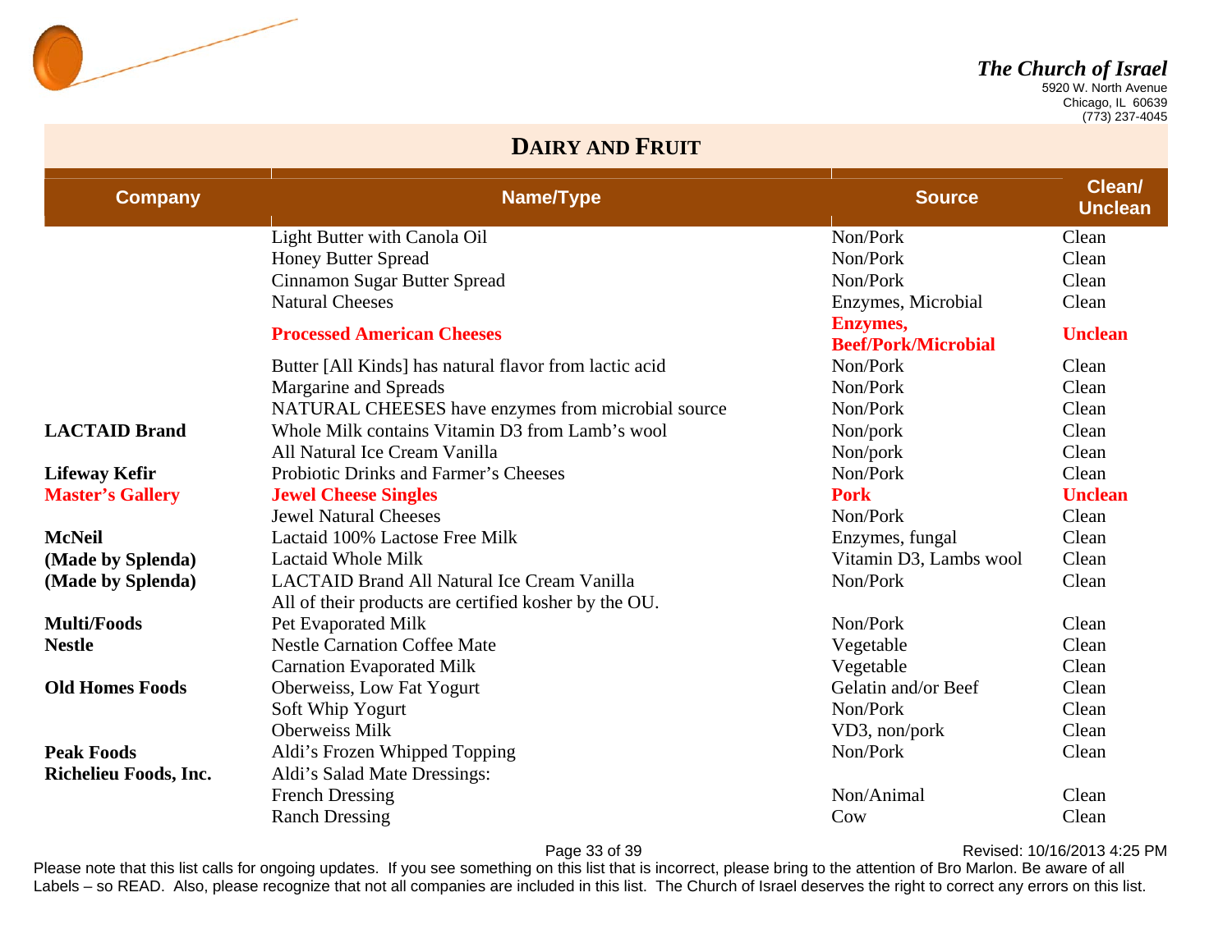*The Church of Israel*
5920 W. North Avenue
Chicago, IL 60639
(773) 237-4045

## DAIRY AND FRUIT

| Company | Name/Type | Source | Clean/ Unclean |
|---|---|---|---|
| | Light Butter with Canola Oil | Non/Pork | Clean |
| | Honey Butter Spread | Non/Pork | Clean |
| | Cinnamon Sugar Butter Spread | Non/Pork | Clean |
| | Natural Cheeses | Enzymes, Microbial | Clean |
| | **Processed American Cheeses** | **Enzymes, Beef/Pork/Microbial** | **Unclean** |
| | Butter [All Kinds] has natural flavor from lactic acid | Non/Pork | Clean |
| | Margarine and Spreads | Non/Pork | Clean |
| | NATURAL CHEESES have enzymes from microbial source | Non/Pork | Clean |
| **LACTAID Brand** | Whole Milk contains Vitamin D3 from Lamb's wool | Non/pork | Clean |
| | All Natural Ice Cream Vanilla | Non/pork | Clean |
| **Lifeway Kefir** | Probiotic Drinks and Farmer's Cheeses | Non/Pork | Clean |
| **Master's Gallery** | **Jewel Cheese Singles** | **Pork** | **Unclean** |
| | Jewel Natural Cheeses | Non/Pork | Clean |
| **McNeil** | Lactaid 100% Lactose Free Milk | Enzymes, fungal | Clean |
| **(Made by Splenda)** | Lactaid Whole Milk | Vitamin D3, Lambs wool | Clean |
| **(Made by Splenda)** | LACTAID Brand All Natural Ice Cream Vanilla | Non/Pork | Clean |
| | All of their products are certified kosher by the OU. | | |
| **Multi/Foods** | Pet Evaporated Milk | Non/Pork | Clean |
| **Nestle** | Nestle Carnation Coffee Mate | Vegetable | Clean |
| | Carnation Evaporated Milk | Vegetable | Clean |
| **Old Homes Foods** | Oberweiss, Low Fat Yogurt | Gelatin and/or Beef | Clean |
| | Soft Whip Yogurt | Non/Pork | Clean |
| | Oberweiss Milk | VD3, non/pork | Clean |
| **Peak Foods** | Aldi's Frozen Whipped Topping | Non/Pork | Clean |
| **Richelieu Foods, Inc.** | Aldi's Salad Mate Dressings: | | |
| | French Dressing | Non/Animal | Clean |
| | Ranch Dressing | Cow | Clean |

Revised: 10/16/2013 4:25 PM

Please note that this list calls for ongoing updates. If you see something on this list that is incorrect, please bring to the attention of Bro Marlon. Be aware of all Labels – so READ. Also, please recognize that not all companies are included in this list. The Church of Israel deserves the right to correct any errors on this list.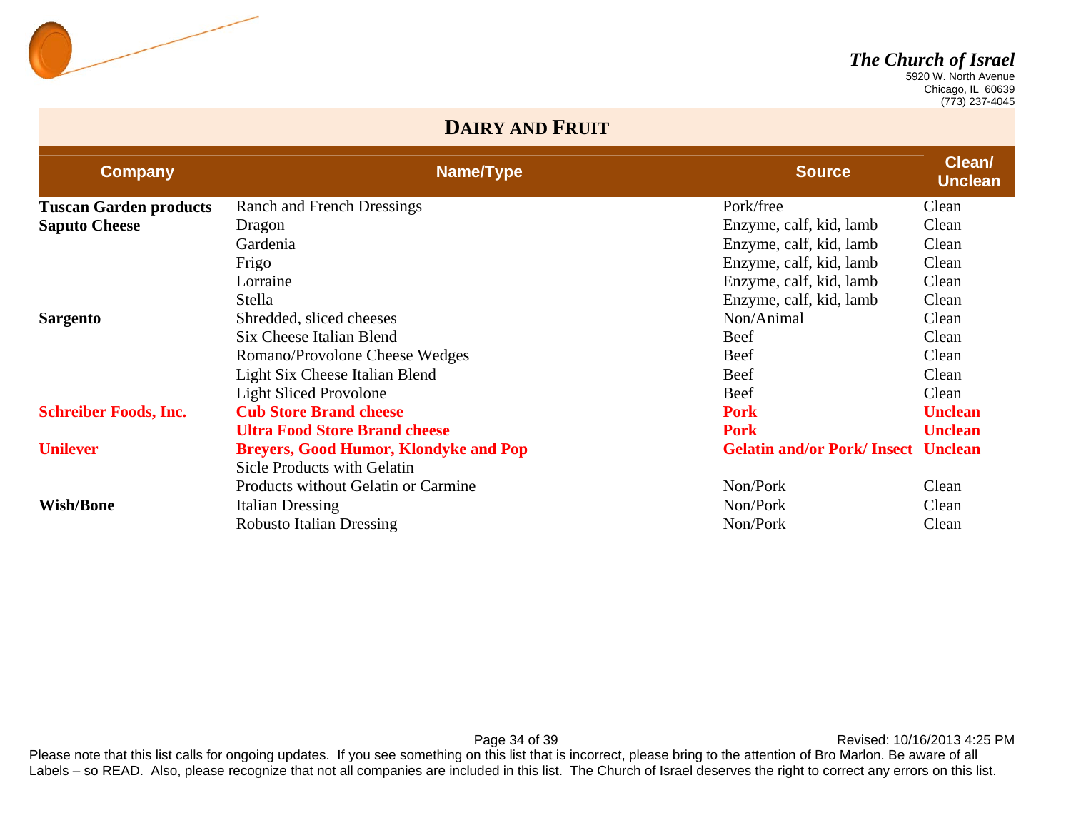## DAIRY AND FRUIT

| Company | Name/Type | Source | Clean/ Unclean |
|---|---|---|---|
| **Tuscan Garden products** | Ranch and French Dressings | Pork/free | Clean |
| **Saputo Cheese** | Dragon | Enzyme, calf, kid, lamb | Clean |
| | Gardenia | Enzyme, calf, kid, lamb | Clean |
| | Frigo | Enzyme, calf, kid, lamb | Clean |
| | Lorraine | Enzyme, calf, kid, lamb | Clean |
| | Stella | Enzyme, calf, kid, lamb | Clean |
| **Sargento** | Shredded, sliced cheeses | Non/Animal | Clean |
| | Six Cheese Italian Blend | Beef | Clean |
| | Romano/Provolone Cheese Wedges | Beef | Clean |
| | Light Six Cheese Italian Blend | Beef | Clean |
| | Light Sliced Provolone | Beef | Clean |
| **Schreiber Foods, Inc.** | **Cub Store Brand cheese** | **Pork** | **Unclean** |
| | **Ultra Food Store Brand cheese** | **Pork** | **Unclean** |
| **Unilever** | **Breyers, Good Humor, Klondyke and Pop** Sicle Products with Gelatin | **Gelatin and/or Pork/ Insect** | **Unclean** |
| | Products without Gelatin or Carmine | Non/Pork | Clean |
| **Wish/Bone** | Italian Dressing | Non/Pork | Clean |
| | Robusto Italian Dressing | Non/Pork | Clean |

Please note that this list calls for ongoing updates. If you see something on this list that is incorrect, please bring to the attention of Bro Marlon. Be aware of all Labels – so READ. Also, please recognize that not all companies are included in this list. The Church of Israel deserves the right to correct any errors on this list.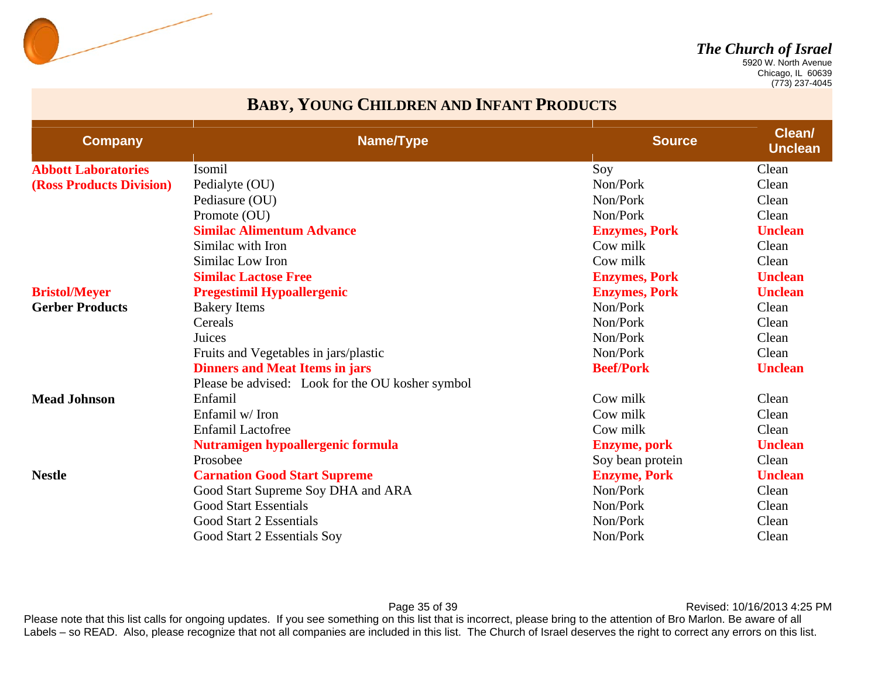*The Church of Israel*
5920 W. North Avenue
Chicago, IL 60639
(773) 237-4045

## BABY, YOUNG CHILDREN AND INFANT PRODUCTS

| Company | Name/Type | Source | Clean/ Unclean |
|---|---|---|---|
| **Abbott Laboratories (Ross Products Division)** | Isomil | Soy | Clean |
| | Pedialyte (OU) | Non/Pork | Clean |
| | Pediasure (OU) | Non/Pork | Clean |
| | Promote (OU) | Non/Pork | Clean |
| | **Similac Alimentum Advance** | **Enzymes, Pork** | **Unclean** |
| | Similac with Iron | Cow milk | Clean |
| | Similac Low Iron | Cow milk | Clean |
| | **Similac Lactose Free** | **Enzymes, Pork** | **Unclean** |
| **Bristol/Meyer** | **Pregestimil Hypoallergenic** | **Enzymes, Pork** | **Unclean** |
| **Gerber Products** | Bakery Items | Non/Pork | Clean |
| | Cereals | Non/Pork | Clean |
| | Juices | Non/Pork | Clean |
| | Fruits and Vegetables in jars/plastic | Non/Pork | Clean |
| | **Dinners and Meat Items in jars** | **Beef/Pork** | **Unclean** |
| | Please be advised: Look for the OU kosher symbol | | |
| **Mead Johnson** | Enfamil | Cow milk | Clean |
| | Enfamil w/ Iron | Cow milk | Clean |
| | Enfamil Lactofree | Cow milk | Clean |
| | **Nutramigen hypoallergenic formula** | **Enzyme, pork** | **Unclean** |
| | Prosobee | Soy bean protein | Clean |
| **Nestle** | **Carnation Good Start Supreme** | **Enzyme, Pork** | **Unclean** |
| | Good Start Supreme Soy DHA and ARA | Non/Pork | Clean |
| | Good Start Essentials | Non/Pork | Clean |
| | Good Start 2 Essentials | Non/Pork | Clean |
| | Good Start 2 Essentials Soy | Non/Pork | Clean |

Revised: 10/16/2013 4:25 PM

Please note that this list calls for ongoing updates. If you see something on this list that is incorrect, please bring to the attention of Bro Marlon. Be aware of all Labels – so READ. Also, please recognize that not all companies are included in this list. The Church of Israel deserves the right to correct any errors on this list.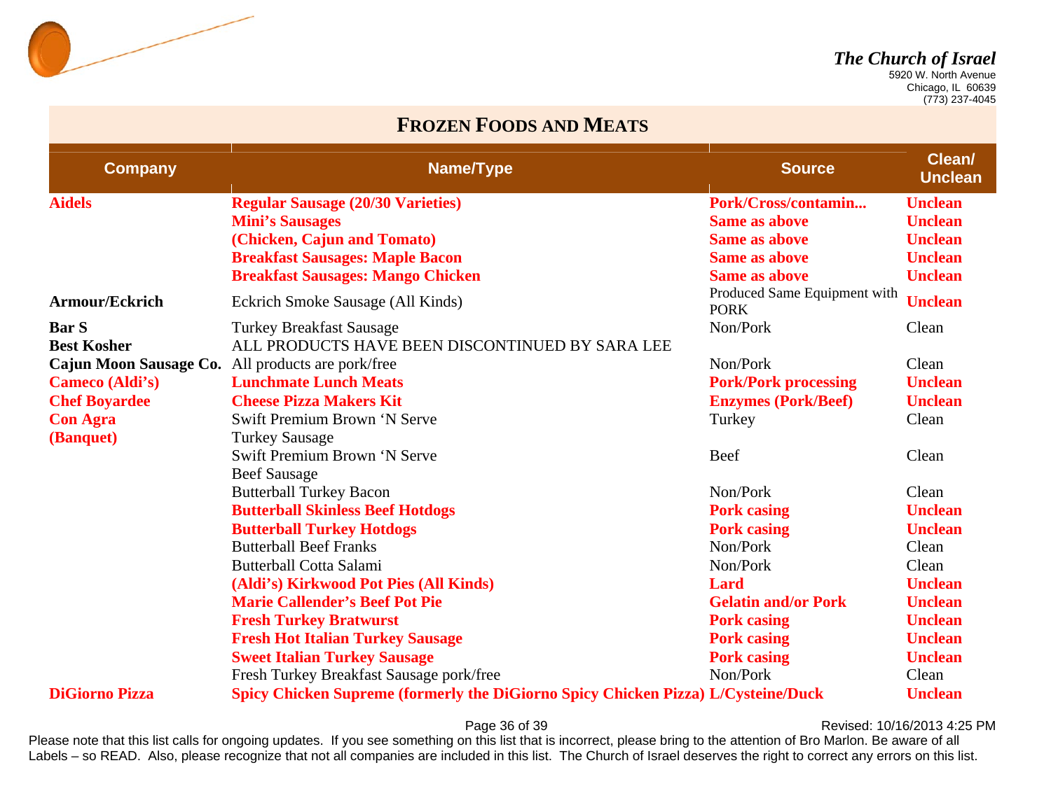*The Church of Israel*
5920 W. North Avenue
Chicago, IL 60639
(773) 237-4045

## Frozen Foods and Meats

| Company | Name/Type | Source | Clean/ Unclean |
|---|---|---|---|
| **Aidels** | **Regular Sausage (20/30 Varieties)** | **Pork/Cross/contamin...** | **Unclean** |
| | **Mini's Sausages** | **Same as above** | **Unclean** |
| | **(Chicken, Cajun and Tomato)** | **Same as above** | **Unclean** |
| | **Breakfast Sausages: Maple Bacon** | **Same as above** | **Unclean** |
| | **Breakfast Sausages: Mango Chicken** | **Same as above** | **Unclean** |
| **Armour/Eckrich** | Eckrich Smoke Sausage (All Kinds) | Produced Same Equipment with PORK | **Unclean** |
| **Bar S** | Turkey Breakfast Sausage | Non/Pork | Clean |
| **Best Kosher** | ALL PRODUCTS HAVE BEEN DISCONTINUED BY SARA LEE | | |
| **Cajun Moon Sausage Co.** | All products are pork/free | Non/Pork | Clean |
| **Cameco (Aldi's)** | **Lunchmate Lunch Meats** | **Pork/Pork processing** | **Unclean** |
| **Chef Boyardee** | **Cheese Pizza Makers Kit** | **Enzymes (Pork/Beef)** | **Unclean** |
| **Con Agra (Banquet)** | Swift Premium Brown 'N Serve Turkey Sausage | Turkey | Clean |
| | Swift Premium Brown 'N Serve Beef Sausage | Beef | Clean |
| | Butterball Turkey Bacon | Non/Pork | Clean |
| | **Butterball Skinless Beef Hotdogs** | **Pork casing** | **Unclean** |
| | **Butterball Turkey Hotdogs** | **Pork casing** | **Unclean** |
| | Butterball Beef Franks | Non/Pork | Clean |
| | Butterball Cotta Salami | Non/Pork | Clean |
| | **(Aldi's) Kirkwood Pot Pies (All Kinds)** | **Lard** | **Unclean** |
| | **Marie Callender's Beef Pot Pie** | **Gelatin and/or Pork** | **Unclean** |
| | **Fresh Turkey Bratwurst** | **Pork casing** | **Unclean** |
| | **Fresh Hot Italian Turkey Sausage** | **Pork casing** | **Unclean** |
| | **Sweet Italian Turkey Sausage** | **Pork casing** | **Unclean** |
| | Fresh Turkey Breakfast Sausage pork/free | Non/Pork | Clean |
| **DiGiorno Pizza** | **Spicy Chicken Supreme (formerly the DiGiorno Spicy Chicken Pizza)** | **L/Cysteine/Duck** | **Unclean** |

Revised: 10/16/2013 4:25 PM

Please note that this list calls for ongoing updates. If you see something on this list that is incorrect, please bring to the attention of Bro Marlon. Be aware of all Labels – so READ. Also, please recognize that not all companies are included in this list. The Church of Israel deserves the right to correct any errors on this list.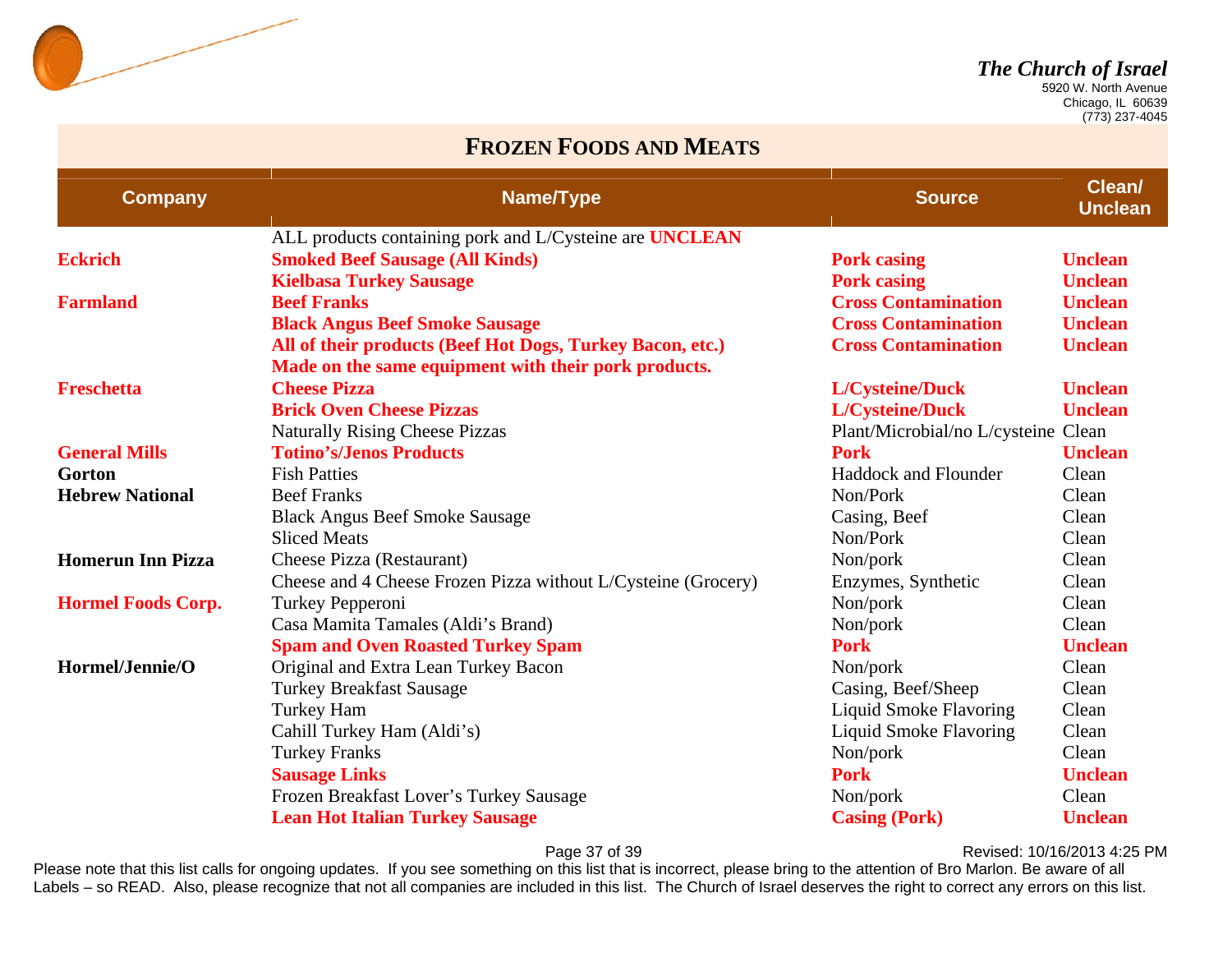**The Church of Israel**
5920 W. North Avenue
Chicago, IL 60639
(773) 237-4045

## FROZEN FOODS AND MEATS

| Company | Name/Type | Source | Clean/ Unclean |
|---|---|---|---|
| | ALL products containing pork and L/Cysteine are **UNCLEAN** | | |
| **Eckrich** | **Smoked Beef Sausage (All Kinds)** | **Pork casing** | **Unclean** |
| | **Kielbasa Turkey Sausage** | **Pork casing** | **Unclean** |
| **Farmland** | **Beef Franks** | **Cross Contamination** | **Unclean** |
| | **Black Angus Beef Smoke Sausage** | **Cross Contamination** | **Unclean** |
| | **All of their products (Beef Hot Dogs, Turkey Bacon, etc.) Made on the same equipment with their pork products.** | **Cross Contamination** | **Unclean** |
| **Freschetta** | **Cheese Pizza** | **L/Cysteine/Duck** | **Unclean** |
| | **Brick Oven Cheese Pizzas** | **L/Cysteine/Duck** | **Unclean** |
| | Naturally Rising Cheese Pizzas | Plant/Microbial/no L/cysteine | Clean |
| **General Mills** | **Totino's/Jenos Products** | **Pork** | **Unclean** |
| **Gorton** | Fish Patties | Haddock and Flounder | Clean |
| **Hebrew National** | Beef Franks | Non/Pork | Clean |
| | Black Angus Beef Smoke Sausage | Casing, Beef | Clean |
| | Sliced Meats | Non/Pork | Clean |
| **Homerun Inn Pizza** | Cheese Pizza (Restaurant) | Non/pork | Clean |
| | Cheese and 4 Cheese Frozen Pizza without L/Cysteine (Grocery) | Enzymes, Synthetic | Clean |
| **Hormel Foods Corp.** | Turkey Pepperoni | Non/pork | Clean |
| | Casa Mamita Tamales (Aldi's Brand) | Non/pork | Clean |
| | **Spam and Oven Roasted Turkey Spam** | **Pork** | **Unclean** |
| **Hormel/Jennie/O** | Original and Extra Lean Turkey Bacon | Non/pork | Clean |
| | Turkey Breakfast Sausage | Casing, Beef/Sheep | Clean |
| | Turkey Ham | Liquid Smoke Flavoring | Clean |
| | Cahill Turkey Ham (Aldi's) | Liquid Smoke Flavoring | Clean |
| | Turkey Franks | Non/pork | Clean |
| | **Sausage Links** | **Pork** | **Unclean** |
| | Frozen Breakfast Lover's Turkey Sausage | Non/pork | Clean |
| | **Lean Hot Italian Turkey Sausage** | **Casing (Pork)** | **Unclean** |

Revised: 10/16/2013 4:25 PM

Please note that this list calls for ongoing updates. If you see something on this list that is incorrect, please bring to the attention of Bro Marlon. Be aware of all Labels – so READ. Also, please recognize that not all companies are included in this list. The Church of Israel deserves the right to correct any errors on this list.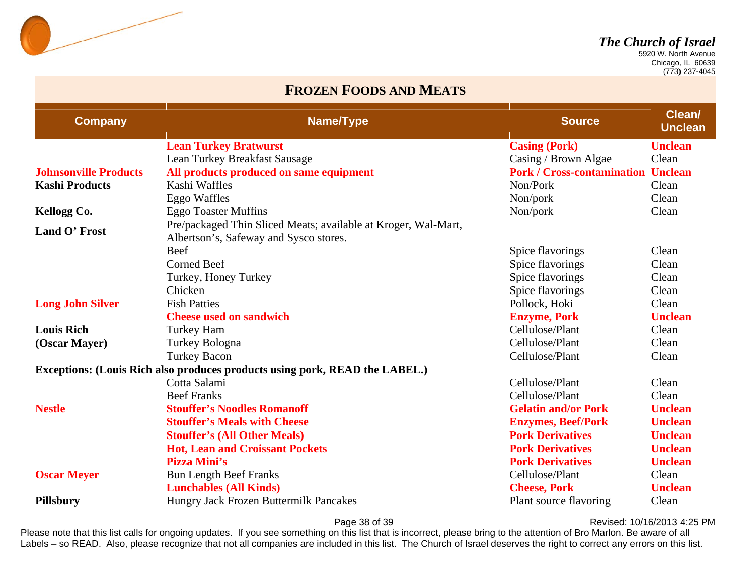*The Church of Israel*
5920 W. North Avenue
Chicago, IL 60639
(773) 237-4045

## FROZEN FOODS AND MEATS

| Company | Name/Type | Source | Clean/ Unclean |
|---|---|---|---|
| | **Lean Turkey Bratwurst** | **Casing (Pork)** | **Unclean** |
| | Lean Turkey Breakfast Sausage | Casing / Brown Algae | Clean |
| **Johnsonville Products** | **All products produced on same equipment** | **Pork / Cross-contamination** | **Unclean** |
| **Kashi Products** | Kashi Waffles | Non/Pork | Clean |
| | Eggo Waffles | Non/pork | Clean |
| **Kellogg Co.** | Eggo Toaster Muffins | Non/pork | Clean |
| **Land O' Frost** | Pre/packaged Thin Sliced Meats; available at Kroger, Wal-Mart, Albertson's, Safeway and Sysco stores. | | |
| | Beef | Spice flavorings | Clean |
| | Corned Beef | Spice flavorings | Clean |
| | Turkey, Honey Turkey | Spice flavorings | Clean |
| | Chicken | Spice flavorings | Clean |
| **Long John Silver** | Fish Patties | Pollock, Hoki | Clean |
| | **Cheese used on sandwich** | **Enzyme, Pork** | **Unclean** |
| **Louis Rich** | Turkey Ham | Cellulose/Plant | Clean |
| **(Oscar Mayer)** | Turkey Bologna | Cellulose/Plant | Clean |
| | Turkey Bacon | Cellulose/Plant | Clean |
| **Exceptions: (Louis Rich also produces products using pork, READ the LABEL.)** | | | |
| | Cotta Salami | Cellulose/Plant | Clean |
| | Beef Franks | Cellulose/Plant | Clean |
| **Nestle** | **Stouffer's Noodles Romanoff** | **Gelatin and/or Pork** | **Unclean** |
| | **Stouffer's Meals with Cheese** | **Enzymes, Beef/Pork** | **Unclean** |
| | **Stouffer's (All Other Meals)** | **Pork Derivatives** | **Unclean** |
| | **Hot, Lean and Croissant Pockets** | **Pork Derivatives** | **Unclean** |
| | **Pizza Mini's** | **Pork Derivatives** | **Unclean** |
| **Oscar Meyer** | Bun Length Beef Franks | Cellulose/Plant | Clean |
| | **Lunchables (All Kinds)** | **Cheese, Pork** | **Unclean** |
| **Pillsbury** | Hungry Jack Frozen Buttermilk Pancakes | Plant source flavoring | Clean |

Revised: 10/16/2013 4:25 PM

Please note that this list calls for ongoing updates. If you see something on this list that is incorrect, please bring to the attention of Bro Marlon. Be aware of all Labels – so READ. Also, please recognize that not all companies are included in this list. The Church of Israel deserves the right to correct any errors on this list.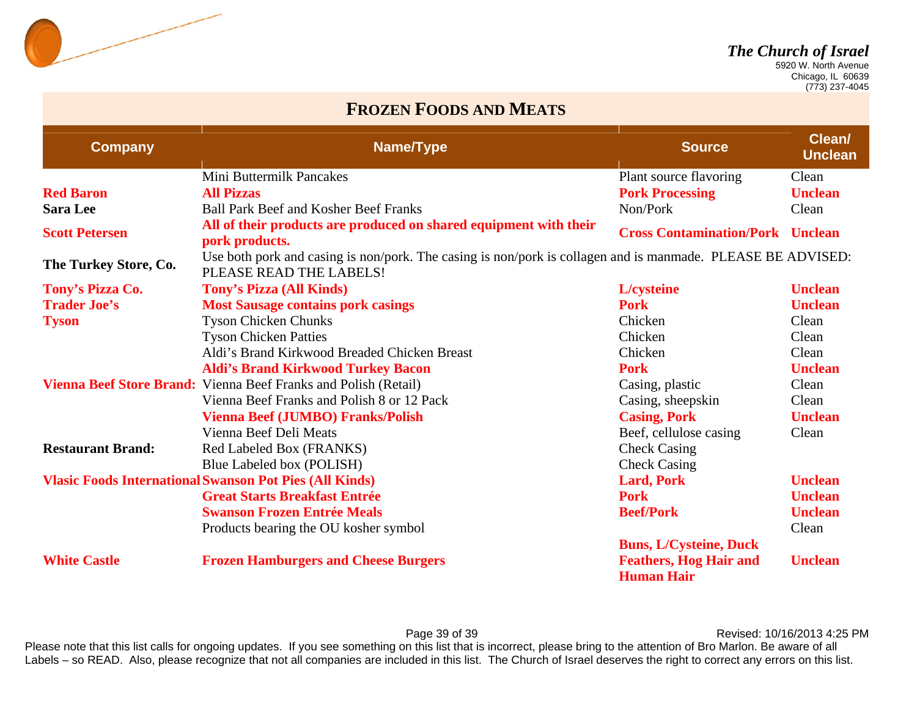## Frozen Foods and Meats

| Company | Name/Type | Source | Clean/ Unclean |
|---|---|---|---|
| | Mini Buttermilk Pancakes | Plant source flavoring | Clean |
| **Red Baron** | **All Pizzas** | **Pork Processing** | **Unclean** |
| **Sara Lee** | Ball Park Beef and Kosher Beef Franks | Non/Pork | Clean |
| **Scott Petersen** | **All of their products are produced on shared equipment with their pork products.** | **Cross Contamination/Pork** | **Unclean** |
| **The Turkey Store, Co.** | Use both pork and casing is non/pork. The casing is non/pork is collagen and is manmade. PLEASE BE ADVISED: PLEASE READ THE LABELS! | | |
| **Tony's Pizza Co.** | **Tony's Pizza (All Kinds)** | **L/cysteine** | **Unclean** |
| **Trader Joe's** | **Most Sausage contains pork casings** | **Pork** | **Unclean** |
| **Tyson** | Tyson Chicken Chunks | Chicken | Clean |
| | Tyson Chicken Patties | Chicken | Clean |
| | Aldi's Brand Kirkwood Breaded Chicken Breast | Chicken | Clean |
| | **Aldi's Brand Kirkwood Turkey Bacon** | **Pork** | **Unclean** |
| **Vienna Beef Store Brand:** | Vienna Beef Franks and Polish (Retail) | Casing, plastic | Clean |
| | Vienna Beef Franks and Polish 8 or 12 Pack | Casing, sheepskin | Clean |
| | **Vienna Beef (JUMBO) Franks/Polish** | **Casing, Pork** | **Unclean** |
| | Vienna Beef Deli Meats | Beef, cellulose casing | Clean |
| **Restaurant Brand:** | Red Labeled Box (FRANKS) | Check Casing | |
| | Blue Labeled box (POLISH) | Check Casing | |
| **Vlasic Foods International** | **Swanson Pot Pies (All Kinds)** | **Lard, Pork** | **Unclean** |
| | **Great Starts Breakfast Entrée** | **Pork** | **Unclean** |
| | **Swanson Frozen Entrée Meals** | **Beef/Pork** | **Unclean** |
| | Products bearing the OU kosher symbol | | Clean |
| **White Castle** | **Frozen Hamburgers and Cheese Burgers** | **Buns, L/Cysteine, Duck Feathers, Hog Hair and Human Hair** | **Unclean** |

Please note that this list calls for ongoing updates. If you see something on this list that is incorrect, please bring to the attention of Bro Marlon. Be aware of all Labels – so READ. Also, please recognize that not all companies are included in this list. The Church of Israel deserves the right to correct any errors on this list.